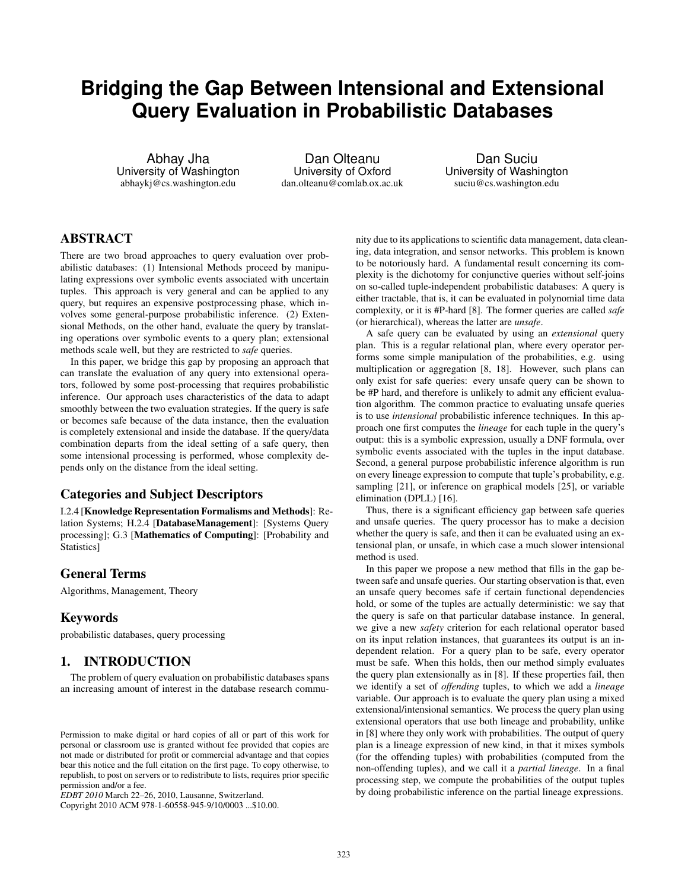# Bridging the Gap Between Intensional and Extensional Query Evaluation in Probabilistic Databases

Abhay Jha
University of Washington
abhaykj@cs.washington.edu

Dan Olteanu
University of Oxford
dan.olteanu@comlab.ox.ac.uk

Dan Suciu
University of Washington
suciu@cs.washington.edu

## ABSTRACT

There are two broad approaches to query evaluation over probabilistic databases: (1) Intensional Methods proceed by manipulating expressions over symbolic events associated with uncertain tuples. This approach is very general and can be applied to any query, but requires an expensive postprocessing phase, which involves some general-purpose probabilistic inference. (2) Extensional Methods, on the other hand, evaluate the query by translating operations over symbolic events to a query plan; extensional methods scale well, but they are restricted to *safe* queries.

In this paper, we bridge this gap by proposing an approach that can translate the evaluation of any query into extensional operators, followed by some post-processing that requires probabilistic inference. Our approach uses characteristics of the data to adapt smoothly between the two evaluation strategies. If the query is safe or becomes safe because of the data instance, then the evaluation is completely extensional and inside the database. If the query/data combination departs from the ideal setting of a safe query, then some intensional processing is performed, whose complexity depends only on the distance from the ideal setting.

### Categories and Subject Descriptors

I.2.4 [**Knowledge Representation Formalisms and Methods**]: Relation Systems; H.2.4 [**DatabaseManagement**]: [Systems Query processing]; G.3 [**Mathematics of Computing**]: [Probability and Statistics]

### General Terms

Algorithms, Management, Theory

### Keywords

probabilistic databases, query processing

## 1. INTRODUCTION

The problem of query evaluation on probabilistic databases spans an increasing amount of interest in the database research community due to its applications to scientific data management, data cleaning, data integration, and sensor networks. This problem is known to be notoriously hard. A fundamental result concerning its complexity is the dichotomy for conjunctive queries without self-joins on so-called tuple-independent probabilistic databases: A query is either tractable, that is, it can be evaluated in polynomial time data complexity, or it is #P-hard [8]. The former queries are called *safe* (or hierarchical), whereas the latter are *unsafe*.

A safe query can be evaluated by using an *extensional* query plan. This is a regular relational plan, where every operator performs some simple manipulation of the probabilities, e.g. using multiplication or aggregation [8, 18]. However, such plans can only exist for safe queries: every unsafe query can be shown to be #P hard, and therefore is unlikely to admit any efficient evaluation algorithm. The common practice to evaluating unsafe queries is to use *intensional* probabilistic inference techniques. In this approach one first computes the *lineage* for each tuple in the query's output: this is a symbolic expression, usually a DNF formula, over symbolic events associated with the tuples in the input database. Second, a general purpose probabilistic inference algorithm is run on every lineage expression to compute that tuple's probability, e.g. sampling [21], or inference on graphical models [25], or variable elimination (DPLL) [16].

Thus, there is a significant efficiency gap between safe queries and unsafe queries. The query processor has to make a decision whether the query is safe, and then it can be evaluated using an extensional plan, or unsafe, in which case a much slower intensional method is used.

In this paper we propose a new method that fills in the gap between safe and unsafe queries. Our starting observation is that, even an unsafe query becomes safe if certain functional dependencies hold, or some of the tuples are actually deterministic: we say that the query is safe on that particular database instance. In general, we give a new *safety* criterion for each relational operator based on its input relation instances, that guarantees its output is an independent relation. For a query plan to be safe, every operator must be safe. When this holds, then our method simply evaluates the query plan extensionally as in [8]. If these properties fail, then we identify a set of *offending* tuples, to which we add a *lineage* variable. Our approach is to evaluate the query plan using a mixed extensional/intensional semantics. We process the query plan using extensional operators that use both lineage and probability, unlike in [8] where they only work with probabilities. The output of query plan is a lineage expression of new kind, in that it mixes symbols (for the offending tuples) with probabilities (computed from the non-offending tuples), and we call it a *partial lineage*. In a final processing step, we compute the probabilities of the output tuples by doing probabilistic inference on the partial lineage expressions.

Permission to make digital or hard copies of all or part of this work for personal or classroom use is granted without fee provided that copies are not made or distributed for profit or commercial advantage and that copies bear this notice and the full citation on the first page. To copy otherwise, to republish, to post on servers or to redistribute to lists, requires prior specific permission and/or a fee.
*EDBT 2010* March 22–26, 2010, Lausanne, Switzerland.
Copyright 2010 ACM 978-1-60558-945-9/10/0003 ...$10.00.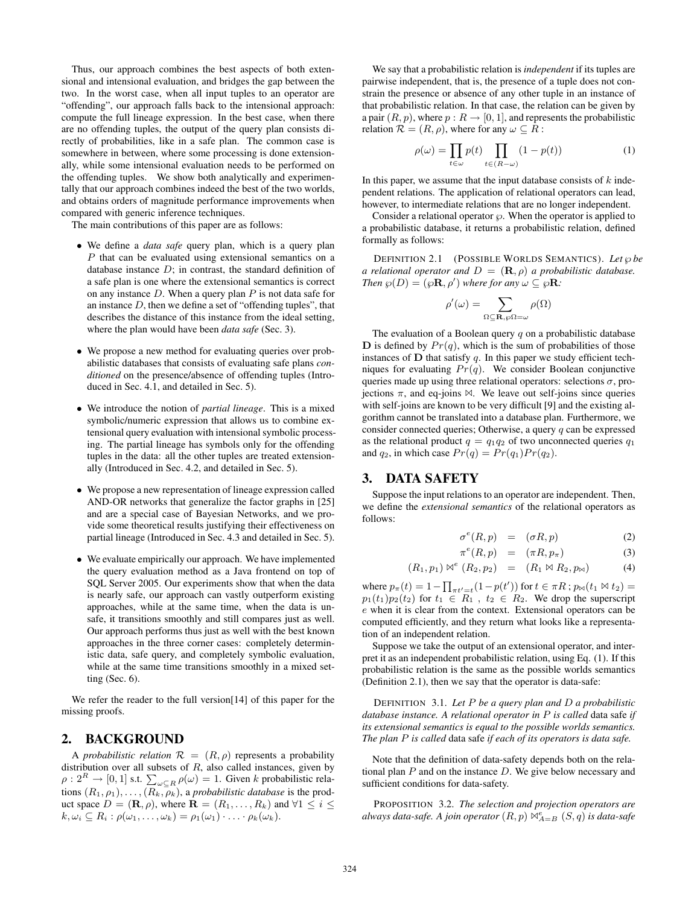Thus, our approach combines the best aspects of both extensional and intensional evaluation, and bridges the gap between the two. In the worst case, when all input tuples to an operator are "offending", our approach falls back to the intensional approach: compute the full lineage expression. In the best case, when there are no offending tuples, the output of the query plan consists directly of probabilities, like in a safe plan. The common case is somewhere in between, where some processing is done extensionally, while some intensional evaluation needs to be performed on the offending tuples. We show both analytically and experimentally that our approach combines indeed the best of the two worlds, and obtains orders of magnitude performance improvements when compared with generic inference techniques.

The main contributions of this paper are as follows:

- We define a *data safe* query plan, which is a query plan $P$ that can be evaluated using extensional semantics on a database instance $D$; in contrast, the standard definition of a safe plan is one where the extensional semantics is correct on any instance $D$. When a query plan $P$ is not data safe for an instance $D$, then we define a set of "offending tuples", that describes the distance of this instance from the ideal setting, where the plan would have been *data safe* (Sec. 3).
- We propose a new method for evaluating queries over probabilistic databases that consists of evaluating safe plans *conditioned* on the presence/absence of offending tuples (Introduced in Sec. 4.1, and detailed in Sec. 5).
- We introduce the notion of *partial lineage*. This is a mixed symbolic/numeric expression that allows us to combine extensional query evaluation with intensional symbolic processing. The partial lineage has symbols only for the offending tuples in the data: all the other tuples are treated extensionally (Introduced in Sec. 4.2, and detailed in Sec. 5).
- We propose a new representation of lineage expression called AND-OR networks that generalize the factor graphs in [25] and are a special case of Bayesian Networks, and we provide some theoretical results justifying their effectiveness on partial lineage (Introduced in Sec. 4.3 and detailed in Sec. 5).
- We evaluate empirically our approach. We have implemented the query evaluation method as a Java frontend on top of SQL Server 2005. Our experiments show that when the data is nearly safe, our approach can vastly outperform existing approaches, while at the same time, when the data is unsafe, it transitions smoothly and still compares just as well. Our approach performs thus just as well with the best known approaches in the three corner cases: completely deterministic data, safe query, and completely symbolic evaluation, while at the same time transitions smoothly in a mixed setting (Sec. 6).

We refer the reader to the full version[14] of this paper for the missing proofs.

## 2. BACKGROUND

A *probabilistic relation* $\mathcal{R} = (R, \rho)$ represents a probability distribution over all subsets of $R$, also called instances, given by $\rho : 2^R \rightarrow [0, 1]$ s.t. $\sum_{\omega \subseteq R} \rho(\omega) = 1$. Given $k$ probabilistic relations $(R_1, \rho_1), \ldots, (R_k, \rho_k)$, a *probabilistic database* is the product space $D = (\mathbf{R}, \rho)$, where $\mathbf{R} = (R_1, \ldots, R_k)$ and $\forall 1 \leq i \leq k, \omega_i \subseteq R_i : \rho(\omega_1, \ldots, \omega_k) = \rho_1(\omega_1) \cdot \ldots \cdot \rho_k(\omega_k)$.

We say that a probabilistic relation is *independent* if its tuples are pairwise independent, that is, the presence of a tuple does not constrain the presence or absence of any other tuple in an instance of that probabilistic relation. In that case, the relation can be given by a pair $(R, p)$, where $p : R \rightarrow [0, 1]$, and represents the probabilistic relation $\mathcal{R} = (R, \rho)$, where for any $\omega \subseteq R$ :

$$\rho(\omega) = \prod_{t \in \omega} p(t) \prod_{t \in (R - \omega)} (1 - p(t)) \tag{1}$$

In this paper, we assume that the input database consists of $k$ independent relations. The application of relational operators can lead, however, to intermediate relations that are no longer independent.

Consider a relational operator $\wp$. When the operator is applied to a probabilistic database, it returns a probabilistic relation, defined formally as follows:

DEFINITION 2.1 (POSSIBLE WORLDS SEMANTICS). *Let $\wp$ be a relational operator and $D = (\mathbf{R}, \rho)$ a probabilistic database. Then $\wp(D) = (\wp\mathbf{R}, \rho')$ where for any $\omega \subseteq \wp\mathbf{R}$:*

$$\rho'(\omega) = \sum_{\Omega \subseteq \mathbf{R}, \wp\Omega = \omega} \rho(\Omega)$$

The evaluation of a Boolean query $q$ on a probabilistic database $\mathbf{D}$ is defined by $Pr(q)$, which is the sum of probabilities of those instances of $\mathbf{D}$ that satisfy $q$. In this paper we study efficient techniques for evaluating $Pr(q)$. We consider Boolean conjunctive queries made up using three relational operators: selections $\sigma$, projections $\pi$, and eq-joins $\bowtie$. We leave out self-joins since queries with self-joins are known to be very difficult [9] and the existing algorithm cannot be translated into a database plan. Furthermore, we consider connected queries; Otherwise, a query $q$ can be expressed as the relational product $q = q_1 q_2$ of two unconnected queries $q_1$ and $q_2$, in which case $Pr(q) = Pr(q_1)Pr(q_2)$.

## 3. DATA SAFETY

Suppose the input relations to an operator are independent. Then, we define the *extensional semantics* of the relational operators as follows:

$$\sigma^e(R, p) \;=\; (\sigma R, p) \tag{2}$$

$$\pi^e(R, p) \;=\; (\pi R, p_\pi) \tag{3}$$

$$(R_1, p_1) \bowtie^e (R_2, p_2) \;=\; (R_1 \bowtie R_2, p_\bowtie) \tag{4}$$

where $p_\pi(t) = 1 - \prod_{\pi t' = t}(1 - p(t'))$ for $t \in \pi R$ ; $p_\bowtie(t_1 \bowtie t_2) = p_1(t_1)p_2(t_2)$ for $t_1 \in R_1$ , $t_2 \in R_2$. We drop the superscript $e$ when it is clear from the context. Extensional operators can be computed efficiently, and they return what looks like a representation of an independent relation.

Suppose we take the output of an extensional operator, and interpret it as an independent probabilistic relation, using Eq. (1). If this probabilistic relation is the same as the possible worlds semantics (Definition 2.1), then we say that the operator is data-safe:

DEFINITION 3.1. *Let $P$ be a query plan and $D$ a probabilistic database instance. A relational operator in $P$ is called* data safe *if its extensional semantics is equal to the possible worlds semantics. The plan $P$ is called* data safe *if each of its operators is data safe.*

Note that the definition of data-safety depends both on the relational plan $P$ and on the instance $D$. We give below necessary and sufficient conditions for data-safety.

PROPOSITION 3.2. *The selection and projection operators are always data-safe. A join operator $(R, p) \bowtie^e_{A=B} (S, q)$ is data-safe*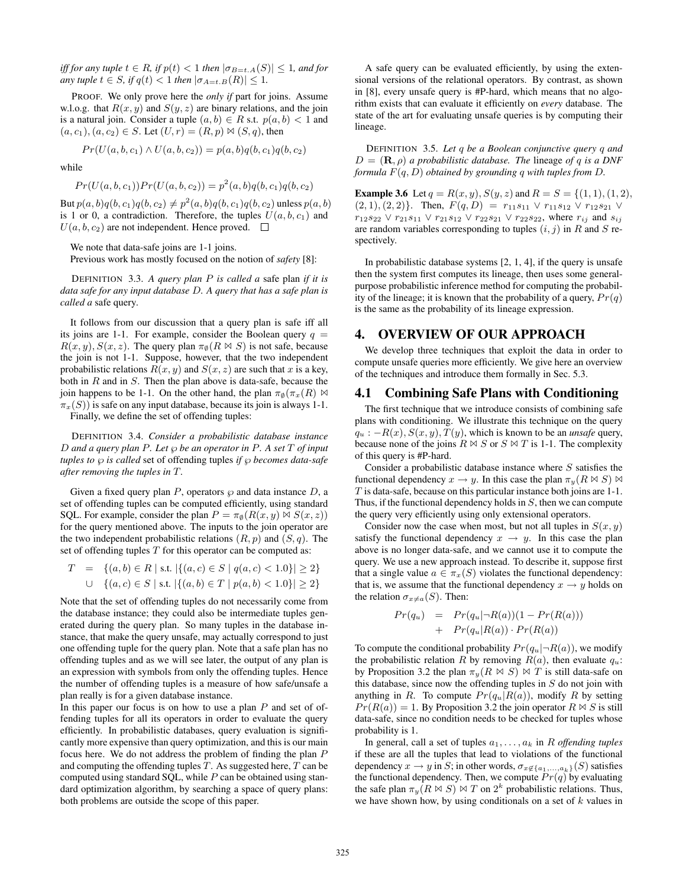*iff for any tuple $t \in R$, if $p(t) < 1$ then $|\sigma_{B=t.A}(S)| \leq 1$, and for any tuple $t \in S$, if $q(t) < 1$ then $|\sigma_{A=t.B}(R)| \leq 1$.*

PROOF. We only prove here the *only if* part for joins. Assume w.l.o.g. that $R(x, y)$ and $S(y, z)$ are binary relations, and the join is a natural join. Consider a tuple $(a, b) \in R$ s.t. $p(a, b) < 1$ and $(a, c_1), (a, c_2) \in S$. Let $(U, r) = (R, p) \bowtie (S, q)$, then

$$Pr(U(a, b, c_1) \wedge U(a, b, c_2)) = p(a, b)q(b, c_1)q(b, c_2)$$

while

$$Pr(U(a, b, c_1))Pr(U(a, b, c_2)) = p^2(a, b)q(b, c_1)q(b, c_2)$$

But $p(a, b)q(b, c_1)q(b, c_2) \neq p^2(a, b)q(b, c_1)q(b, c_2)$ unless $p(a, b)$ is 1 or 0, a contradiction. Therefore, the tuples $U(a, b, c_1)$ and $U(a, b, c_2)$ are not independent. Hence proved. □

We note that data-safe joins are 1-1 joins.

Previous work has mostly focused on the notion of *safety* [8]:

DEFINITION 3.3. *A query plan $P$ is called a* safe plan *if it is data safe for any input database $D$. A query that has a safe plan is called a* safe query.

It follows from our discussion that a query plan is safe iff all its joins are 1-1. For example, consider the Boolean query $q = R(x, y), S(x, z)$. The query plan $\pi_\emptyset(R \bowtie S)$ is not safe, because the join is not 1-1. Suppose, however, that the two independent probabilistic relations $R(x, y)$ and $S(x, z)$ are such that $x$ is a key, both in $R$ and in $S$. Then the plan above is data-safe, because the join happens to be 1-1. On the other hand, the plan $\pi_\emptyset(\pi_x(R) \bowtie \pi_x(S))$ is safe on any input database, because its join is always 1-1.

Finally, we define the set of offending tuples:

DEFINITION 3.4. *Consider a probabilistic database instance $D$ and a query plan $P$. Let $\wp$ be an operator in $P$. A set $T$ of input tuples to $\wp$ is called* set of offending tuples *if $\wp$ becomes data-safe after removing the tuples in $T$.*

Given a fixed query plan $P$, operators $\wp$ and data instance $D$, a set of offending tuples can be computed efficiently, using standard SQL. For example, consider the plan $P = \pi_\emptyset(R(x, y) \bowtie S(x, z))$ for the query mentioned above. The inputs to the join operator are the two independent probabilistic relations $(R, p)$ and $(S, q)$. The set of offending tuples $T$ for this operator can be computed as:

$$\begin{aligned} T &= \{(a, b) \in R \mid \text{s.t. } |\{(a, c) \in S \mid q(a, c) < 1.0\}| \geq 2\} \\ &\cup \{(a, c) \in S \mid \text{s.t. } |\{(a, b) \in T \mid p(a, b) < 1.0\}| \geq 2\} \end{aligned}$$

Note that the set of offending tuples do not necessarily come from the database instance; they could also be intermediate tuples generated during the query plan. So many tuples in the database instance, that make the query unsafe, may actually correspond to just one offending tuple for the query plan. Note that a safe plan has no offending tuples and as we will see later, the output of any plan is an expression with symbols from only the offending tuples. Hence the number of offending tuples is a measure of how safe/unsafe a plan really is for a given database instance.

In this paper our focus is on how to use a plan $P$ and set of offending tuples for all its operators in order to evaluate the query efficiently. In probabilistic databases, query evaluation is significantly more expensive than query optimization, and this is our main focus here. We do not address the problem of finding the plan $P$ and computing the offending tuples $T$. As suggested here, $T$ can be computed using standard SQL, while $P$ can be obtained using standard optimization algorithm, by searching a space of query plans: both problems are outside the scope of this paper.

A safe query can be evaluated efficiently, by using the extensional versions of the relational operators. By contrast, as shown in [8], every unsafe query is #P-hard, which means that no algorithm exists that can evaluate it efficiently on *every* database. The state of the art for evaluating unsafe queries is by computing their lineage.

DEFINITION 3.5. *Let $q$ be a Boolean conjunctive query $q$ and $D = (\mathbf{R}, \rho)$ a probabilistic database. The* lineage *of $q$ is a DNF formula $F(q, D)$ obtained by grounding $q$ with tuples from $D$.*

**Example 3.6** Let $q = R(x, y), S(y, z)$ and $R = S = \{(1, 1), (1, 2), (2, 1), (2, 2)\}$. Then, $F(q, D) = r_{11}s_{11} \vee r_{11}s_{12} \vee r_{12}s_{21} \vee r_{12}s_{22} \vee r_{21}s_{11} \vee r_{21}s_{12} \vee r_{22}s_{21} \vee r_{22}s_{22}$, where $r_{ij}$ and $s_{ij}$ are random variables corresponding to tuples $(i, j)$ in $R$ and $S$ respectively.

In probabilistic database systems [2, 1, 4], if the query is unsafe then the system first computes its lineage, then uses some general-purpose probabilistic inference method for computing the probability of the lineage; it is known that the probability of a query, $Pr(q)$ is the same as the probability of its lineage expression.

# 4. OVERVIEW OF OUR APPROACH

We develop three techniques that exploit the data in order to compute unsafe queries more efficiently. We give here an overview of the techniques and introduce them formally in Sec. 5.3.

## 4.1 Combining Safe Plans with Conditioning

The first technique that we introduce consists of combining safe plans with conditioning. We illustrate this technique on the query $q_u : -R(x), S(x, y), T(y)$, which is known to be an *unsafe* query, because none of the joins $R \bowtie S$ or $S \bowtie T$ is 1-1. The complexity of this query is #P-hard.

Consider a probabilistic database instance where $S$ satisfies the functional dependency $x \rightarrow y$. In this case the plan $\pi_y(R \bowtie S) \bowtie T$ is data-safe, because on this particular instance both joins are 1-1. Thus, if the functional dependency holds in $S$, then we can compute the query very efficiently using only extensional operators.

Consider now the case when most, but not all tuples in $S(x, y)$ satisfy the functional dependency $x \rightarrow y$. In this case the plan above is no longer data-safe, and we cannot use it to compute the query. We use a new approach instead. To describe it, suppose first that a single value $a \in \pi_x(S)$ violates the functional dependency: that is, we assume that the functional dependency $x \rightarrow y$ holds on the relation $\sigma_{x \neq a}(S)$. Then:

$$\begin{aligned} Pr(q_u) &= Pr(q_u|\neg R(a))(1 - Pr(R(a))) \\ &+ Pr(q_u|R(a)) \cdot Pr(R(a)) \end{aligned}$$

To compute the conditional probability $Pr(q_u|\neg R(a))$, we modify the probabilistic relation $R$ by removing $R(a)$, then evaluate $q_u$: by Proposition 3.2 the plan $\pi_y(R \bowtie S) \bowtie T$ is still data-safe on this database, since now the offending tuples in $S$ do not join with anything in $R$. To compute $Pr(q_u|R(a))$, modify $R$ by setting $Pr(R(a)) = 1$. By Proposition 3.2 the join operator $R \bowtie S$ is still data-safe, since no condition needs to be checked for tuples whose probability is 1.

In general, call a set of tuples $a_1, \ldots, a_k$ in $R$ *offending tuples* if these are all the tuples that lead to violations of the functional dependency $x \rightarrow y$ in $S$; in other words, $\sigma_{x \notin \{a_1, \ldots, a_k\}}(S)$ satisfies the functional dependency. Then, we compute $Pr(q)$ by evaluating the safe plan $\pi_y(R \bowtie S) \bowtie T$ on $2^k$ probabilistic relations. Thus, we have shown how, by using conditionals on a set of $k$ values in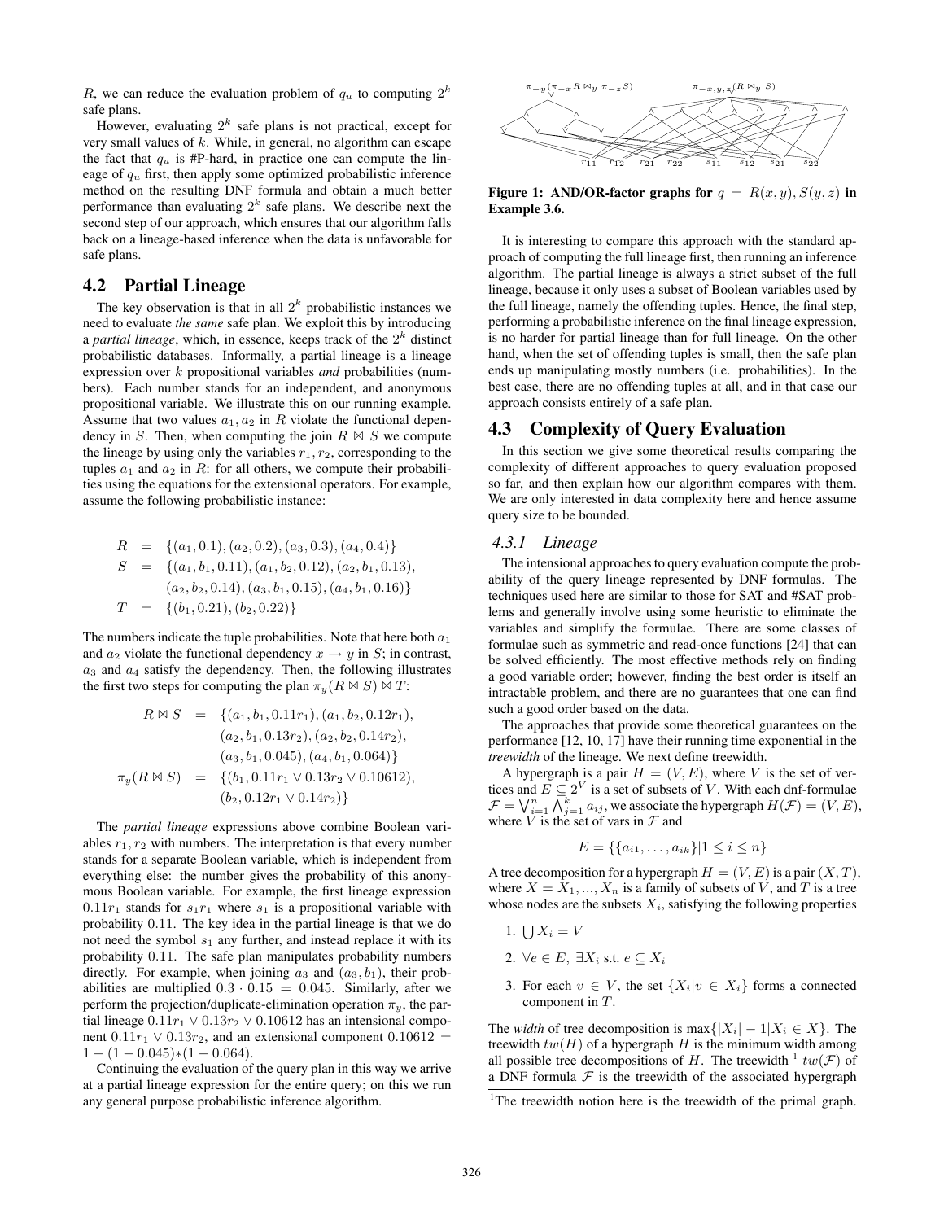$R$, we can reduce the evaluation problem of $q_u$ to computing $2^k$ safe plans.

However, evaluating $2^k$ safe plans is not practical, except for very small values of $k$. While, in general, no algorithm can escape the fact that $q_u$ is #P-hard, in practice one can compute the lineage of $q_u$ first, then apply some optimized probabilistic inference method on the resulting DNF formula and obtain a much better performance than evaluating $2^k$ safe plans. We describe next the second step of our approach, which ensures that our algorithm falls back on a lineage-based inference when the data is unfavorable for safe plans.

## 4.2 Partial Lineage

The key observation is that in all $2^k$ probabilistic instances we need to evaluate *the same* safe plan. We exploit this by introducing a *partial lineage*, which, in essence, keeps track of the $2^k$ distinct probabilistic databases. Informally, a partial lineage is a lineage expression over $k$ propositional variables *and* probabilities (numbers). Each number stands for an independent, and anonymous propositional variable. We illustrate this on our running example. Assume that two values $a_1, a_2$ in $R$ violate the functional dependency in $S$. Then, when computing the join $R \bowtie S$ we compute the lineage by using only the variables $r_1, r_2$, corresponding to the tuples $a_1$ and $a_2$ in $R$: for all others, we compute their probabilities using the equations for the extensional operators. For example, assume the following probabilistic instance:

$$
\begin{aligned}
R &= \{(a_1, 0.1), (a_2, 0.2), (a_3, 0.3), (a_4, 0.4)\} \\
S &= \{(a_1, b_1, 0.11), (a_1, b_2, 0.12), (a_2, b_1, 0.13), \\
&\quad (a_2, b_2, 0.14), (a_3, b_1, 0.15), (a_4, b_1, 0.16)\} \\
T &= \{(b_1, 0.21), (b_2, 0.22)\}
\end{aligned}
$$

The numbers indicate the tuple probabilities. Note that here both $a_1$ and $a_2$ violate the functional dependency $x \to y$ in $S$; in contrast, $a_3$ and $a_4$ satisfy the dependency. Then, the following illustrates the first two steps for computing the plan $\pi_y(R \bowtie S) \bowtie T$:

$$
\begin{aligned}
R \bowtie S &= \{(a_1, b_1, 0.11r_1), (a_1, b_2, 0.12r_1), \\
&\quad (a_2, b_1, 0.13r_2), (a_2, b_2, 0.14r_2), \\
&\quad (a_3, b_1, 0.045), (a_4, b_1, 0.064)\} \\
\pi_y(R \bowtie S) &= \{(b_1, 0.11r_1 \vee 0.13r_2 \vee 0.10612), \\
&\quad (b_2, 0.12r_1 \vee 0.14r_2)\}
\end{aligned}
$$

The *partial lineage* expressions above combine Boolean variables $r_1, r_2$ with numbers. The interpretation is that every number stands for a separate Boolean variable, which is independent from everything else: the number gives the probability of this anonymous Boolean variable. For example, the first lineage expression $0.11r_1$ stands for $s_1 r_1$ where $s_1$ is a propositional variable with probability $0.11$. The key idea in the partial lineage is that we do not need the symbol $s_1$ any further, and instead replace it with its probability $0.11$. The safe plan manipulates probability numbers directly. For example, when joining $a_3$ and $(a_3, b_1)$, their probabilities are multiplied $0.3 \cdot 0.15 = 0.045$. Similarly, after we perform the projection/duplicate-elimination operation $\pi_y$, the partial lineage $0.11r_1 \vee 0.13r_2 \vee 0.10612$ has an intensional component $0.11r_1 \vee 0.13r_2$, and an extensional component $0.10612 = 1 - (1 - 0.045) * (1 - 0.064)$.

Continuing the evaluation of the query plan in this way we arrive at a partial lineage expression for the entire query; on this we run any general purpose probabilistic inference algorithm.

**Figure 1: AND/OR-factor graphs for $q = R(x, y), S(y, z)$ in Example 3.6.**

It is interesting to compare this approach with the standard approach of computing the full lineage first, then running an inference algorithm. The partial lineage is always a strict subset of the full lineage, because it only uses a subset of Boolean variables used by the full lineage, namely the offending tuples. Hence, the final step, performing a probabilistic inference on the final lineage expression, is no harder for partial lineage than for full lineage. On the other hand, when the set of offending tuples is small, then the safe plan ends up manipulating mostly numbers (i.e. probabilities). In the best case, there are no offending tuples at all, and in that case our approach consists entirely of a safe plan.

## 4.3 Complexity of Query Evaluation

In this section we give some theoretical results comparing the complexity of different approaches to query evaluation proposed so far, and then explain how our algorithm compares with them. We are only interested in data complexity here and hence assume query size to be bounded.

### 4.3.1 Lineage

The intensional approaches to query evaluation compute the probability of the query lineage represented by DNF formulas. The techniques used here are similar to those for SAT and #SAT problems and generally involve using some heuristic to eliminate the variables and simplify the formulae. There are some classes of formulae such as symmetric and read-once functions [24] that can be solved efficiently. The most effective methods rely on finding a good variable order; however, finding the best order is itself an intractable problem, and there are no guarantees that one can find such a good order based on the data.

The approaches that provide some theoretical guarantees on the performance [12, 10, 17] have their running time exponential in the *treewidth* of the lineage. We next define treewidth.

A hypergraph is a pair $H = (V, E)$, where $V$ is the set of vertices and $E \subseteq 2^V$ is a set of subsets of $V$. With each dnf-formulae $\mathcal{F} = \bigvee_{i=1}^{n} \bigwedge_{j=1}^{k} a_{ij}$, we associate the hypergraph $H(\mathcal{F}) = (V, E)$, where $V$ is the set of vars in $\mathcal{F}$ and

$$E = \{\{a_{i1}, \ldots, a_{ik}\} | 1 \leq i \leq n\}$$

A tree decomposition for a hypergraph $H = (V, E)$ is a pair $(X, T)$, where $X = X_1, \ldots, X_n$ is a family of subsets of $V$, and $T$ is a tree whose nodes are the subsets $X_i$, satisfying the following properties

1. $\bigcup X_i = V$
2. $\forall e \in E$, $\exists X_i$ s.t. $e \subseteq X_i$
3. For each $v \in V$, the set $\{X_i | v \in X_i\}$ forms a connected component in $T$.

The *width* of tree decomposition is $\max\{|X_i| - 1 | X_i \in X\}$. The treewidth $tw(H)$ of a hypergraph $H$ is the minimum width among all possible tree decompositions of $H$. The treewidth [1] $tw(\mathcal{F})$ of a DNF formula $\mathcal{F}$ is the treewidth of the associated hypergraph

[1] The treewidth notion here is the treewidth of the primal graph.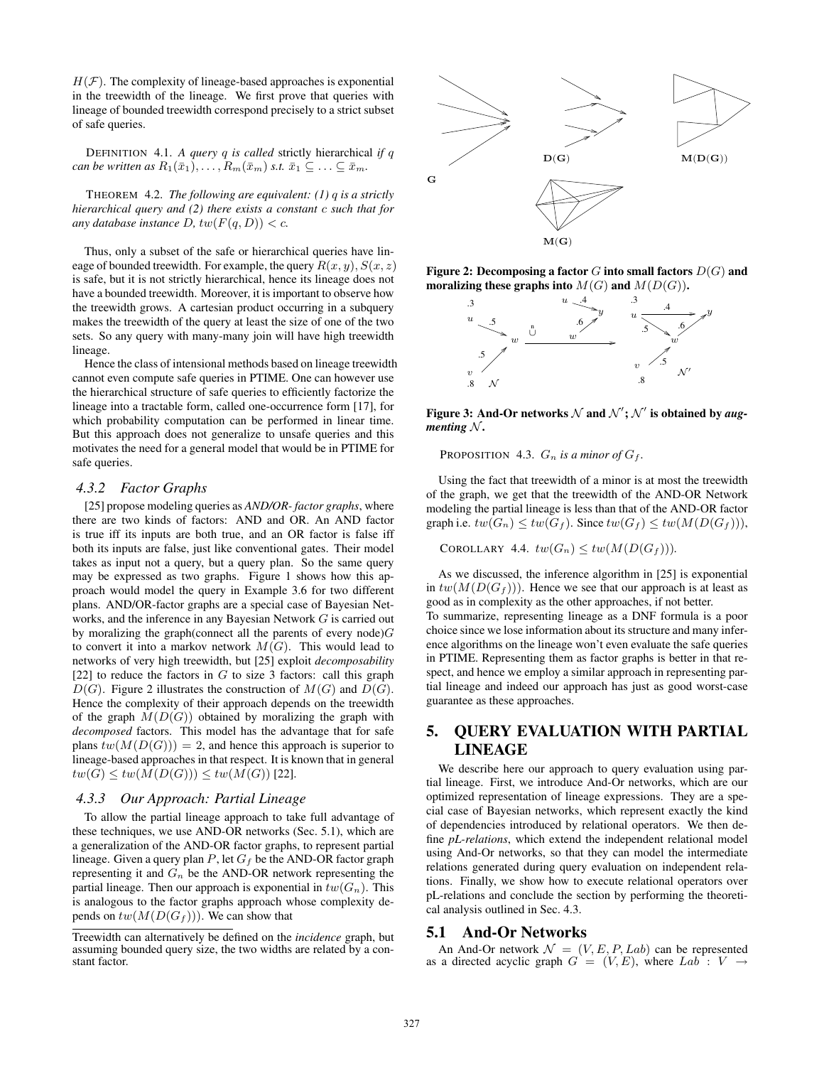$H(\mathcal{F})$. The complexity of lineage-based approaches is exponential in the treewidth of the lineage. We first prove that queries with lineage of bounded treewidth correspond precisely to a strict subset of safe queries.

DEFINITION 4.1. *A query $q$ is called* strictly hierarchical *if $q$ can be written as $R_1(\bar{x}_1), \ldots, R_m(\bar{x}_m)$ s.t. $\bar{x}_1 \subseteq \ldots \subseteq \bar{x}_m$.*

THEOREM 4.2. *The following are equivalent: (1) $q$ is a strictly hierarchical query and (2) there exists a constant $c$ such that for any database instance $D$, $tw(F(q, D)) < c$.*

Thus, only a subset of the safe or hierarchical queries have lineage of bounded treewidth. For example, the query $R(x, y), S(x, z)$ is safe, but it is not strictly hierarchical, hence its lineage does not have a bounded treewidth. Moreover, it is important to observe how the treewidth grows. A cartesian product occurring in a subquery makes the treewidth of the query at least the size of one of the two sets. So any query with many-many join will have high treewidth lineage.

Hence the class of intensional methods based on lineage treewidth cannot even compute safe queries in PTIME. One can however use the hierarchical structure of safe queries to efficiently factorize the lineage into a tractable form, called one-occurrence form [17], for which probability computation can be performed in linear time. But this approach does not generalize to unsafe queries and this motivates the need for a general model that would be in PTIME for safe queries.

### 4.3.2 Factor Graphs

[25] propose modeling queries as *AND/OR- factor graphs*, where there are two kinds of factors: AND and OR. An AND factor is true iff its inputs are both true, and an OR factor is false iff both its inputs are false, just like conventional gates. Their model takes as input not a query, but a query plan. So the same query may be expressed as two graphs. Figure 1 shows how this approach would model the query in Example 3.6 for two different plans. AND/OR-factor graphs are a special case of Bayesian Networks, and the inference in any Bayesian Network $G$ is carried out by moralizing the graph(connect all the parents of every node)$G$ to convert it into a markov network $M(G)$. This would lead to networks of very high treewidth, but [25] exploit *decomposability* [22] to reduce the factors in $G$ to size 3 factors: call this graph $D(G)$. Figure 2 illustrates the construction of $M(G)$ and $D(G)$. Hence the complexity of their approach depends on the treewidth of the graph $M(D(G))$ obtained by moralizing the graph with *decomposed* factors. This model has the advantage that for safe plans $tw(M(D(G))) = 2$, and hence this approach is superior to lineage-based approaches in that respect. It is known that in general $tw(G) \leq tw(M(D(G))) \leq tw(M(G))$ [22].

### 4.3.3 Our Approach: Partial Lineage

To allow the partial lineage approach to take full advantage of these techniques, we use AND-OR networks (Sec. 5.1), which are a generalization of the AND-OR factor graphs, to represent partial lineage. Given a query plan $P$, let $G_f$ be the AND-OR factor graph representing it and $G_n$ be the AND-OR network representing the partial lineage. Then our approach is exponential in $tw(G_n)$. This is analogous to the factor graphs approach whose complexity depends on $tw(M(D(G_f)))$. We can show that

Treewidth can alternatively be defined on the *incidence* graph, but assuming bounded query size, the two widths are related by a constant factor.

**Figure 2: Decomposing a factor $G$ into small factors $D(G)$ and moralizing these graphs into $M(G)$ and $M(D(G))$.**

**Figure 3: And-Or networks $\mathcal{N}$ and $\mathcal{N}'$; $\mathcal{N}'$ is obtained by *augmenting* $\mathcal{N}$.**

PROPOSITION 4.3. *$G_n$ is a minor of $G_f$.*

Using the fact that treewidth of a minor is at most the treewidth of the graph, we get that the treewidth of the AND-OR Network modeling the partial lineage is less than that of the AND-OR factor graph i.e. $tw(G_n) \leq tw(G_f)$. Since $tw(G_f) \leq tw(M(D(G_f)))$,

COROLLARY 4.4. $tw(G_n) \leq tw(M(D(G_f)))$.

As we discussed, the inference algorithm in [25] is exponential in $tw(M(D(G_f)))$. Hence we see that our approach is at least as good as in complexity as the other approaches, if not better.

To summarize, representing lineage as a DNF formula is a poor choice since we lose information about its structure and many inference algorithms on the lineage won't even evaluate the safe queries in PTIME. Representing them as factor graphs is better in that respect, and hence we employ a similar approach in representing partial lineage and indeed our approach has just as good worst-case guarantee as these approaches.

# 5. QUERY EVALUATION WITH PARTIAL LINEAGE

We describe here our approach to query evaluation using partial lineage. First, we introduce And-Or networks, which are our optimized representation of lineage expressions. They are a special case of Bayesian networks, which represent exactly the kind of dependencies introduced by relational operators. We then define *pL-relations*, which extend the independent relational model using And-Or networks, so that they can model the intermediate relations generated during query evaluation on independent relations. Finally, we show how to execute relational operators over pL-relations and conclude the section by performing the theoretical analysis outlined in Sec. 4.3.

## 5.1 And-Or Networks

An And-Or network $\mathcal{N} = (V, E, P, Lab)$ can be represented as a directed acyclic graph $G = (V, E)$, where $Lab : V \rightarrow$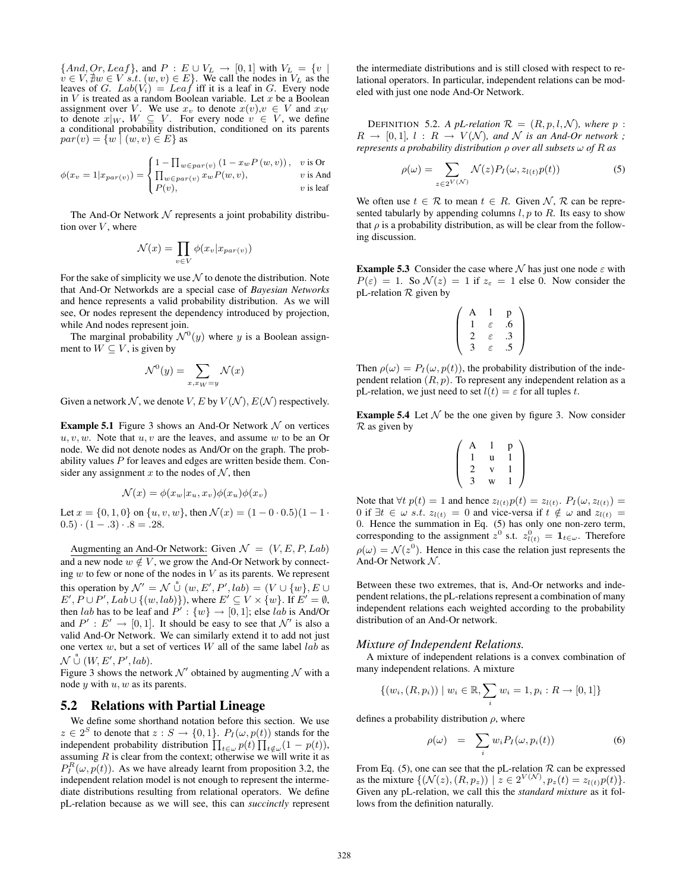$\{And, Or, Leaf\}$, and $P : E \cup V_L \rightarrow [0,1]$ with $V_L = \{v \mid v \in V, \nexists w \in V \; s.t. \; (w,v) \in E\}$. We call the nodes in $V_L$ as the leaves of $G$. $Lab(V_i) = Leaf$ iff it is a leaf in $G$. Every node in $V$ is treated as a random Boolean variable. Let $x$ be a Boolean assignment over $V$. We use $x_v$ to denote $x(v), v \in V$ and $x_W$ to denote $x|_W$, $W \subseteq V$. For every node $v \in V$, we define a conditional probability distribution, conditioned on its parents $par(v) = \{w \mid (w,v) \in E\}$ as

$$\phi(x_v = 1 | x_{par(v)}) = \begin{cases} 1 - \prod_{w \in par(v)} (1 - x_w P(w,v)), & v \text{ is Or} \\ \prod_{w \in par(v)} x_w P(w,v), & v \text{ is And} \\ P(v), & v \text{ is leaf} \end{cases}$$

The And-Or Network $\mathcal{N}$ represents a joint probability distribution over $V$, where

$$\mathcal{N}(x) = \prod_{v \in V} \phi(x_v | x_{par(v)})$$

For the sake of simplicity we use $\mathcal{N}$ to denote the distribution. Note that And-Or Networkds are a special case of *Bayesian Networks* and hence represents a valid probability distribution. As we will see, Or nodes represent the dependency introduced by projection, while And nodes represent join.

The marginal probability $\mathcal{N}^0(y)$ where $y$ is a Boolean assignment to $W \subseteq V$, is given by

$$\mathcal{N}^0(y) = \sum_{x, x_W = y} \mathcal{N}(x)$$

Given a network $\mathcal{N}$, we denote $V, E$ by $V(\mathcal{N}), E(\mathcal{N})$ respectively.

**Example 5.1** Figure 3 shows an And-Or Network $\mathcal{N}$ on vertices $u, v, w$. Note that $u, v$ are the leaves, and assume $w$ to be an Or node. We did not denote nodes as And/Or on the graph. The probability values $P$ for leaves and edges are written beside them. Consider any assignment $x$ to the nodes of $\mathcal{N}$, then

$$\mathcal{N}(x) = \phi(x_w | x_u, x_v)\phi(x_u)\phi(x_v)$$

Let $x = \{0, 1, 0\}$ on $\{u, v, w\}$, then $\mathcal{N}(x) = (1 - 0 \cdot 0.5)(1 - 1 \cdot 0.5) \cdot (1 - .3) \cdot .8 = .28$.

Augmenting an And-Or Network: Given $\mathcal{N} = (V, E, P, Lab)$ and a new node $w \notin V$, we grow the And-Or Network by connecting $w$ to few or none of the nodes in $V$ as its parents. We represent this operation by $\mathcal{N}' = \mathcal{N} \overset{a}{\cup} (w, E', P', lab) = (V \cup \{w\}, E \cup E', P \cup P', Lab \cup \{(w, lab)\})$, where $E' \subseteq V \times \{w\}$. If $E' = \emptyset$, then $lab$ has to be leaf and $P' : \{w\} \rightarrow [0,1]$; else $lab$ is And/Or and $P' : E' \rightarrow [0,1]$. It should be easy to see that $\mathcal{N}'$ is also a valid And-Or Network. We can similarly extend it to add not just one vertex $w$, but a set of vertices $W$ all of the same label $lab$ as $\mathcal{N} \overset{a}{\cup} (W, E', P', lab)$.

Figure 3 shows the network $\mathcal{N}'$ obtained by augmenting $\mathcal{N}$ with a node $y$ with $u, w$ as its parents.

## 5.2 Relations with Partial Lineage

We define some shorthand notation before this section. We use $z \in 2^S$ to denote that $z : S \rightarrow \{0,1\}$. $P_I(\omega, p(t))$ stands for the independent probability distribution $\prod_{t \in \omega} p(t) \prod_{t \notin \omega} (1 - p(t))$, assuming $R$ is clear from the context; otherwise we will write it as $P_I^R(\omega, p(t))$. As we have already learnt from proposition 3.2, the independent relation model is not enough to represent the intermediate distributions resulting from relational operators. We define pL-relation because as we will see, this can *succinctly* represent the intermediate distributions and is still closed with respect to relational operators. In particular, independent relations can be modeled with just one node And-Or Network.

Definition 5.2. *A pL-relation $\mathcal{R} = (R, p, l, \mathcal{N})$, where $p : R \rightarrow [0,1]$, $l : R \rightarrow V(\mathcal{N})$, and $\mathcal{N}$ is an And-Or network ; represents a probability distribution $\rho$ over all subsets $\omega$ of $R$ as*

$$\rho(\omega) = \sum_{z \in 2^{V(\mathcal{N})}} \mathcal{N}(z) P_I(\omega, z_{l(t)} p(t)) \tag{5}$$

We often use $t \in \mathcal{R}$ to mean $t \in R$. Given $\mathcal{N}$, $\mathcal{R}$ can be represented tabularly by appending columns $l, p$ to $R$. Its easy to show that $\rho$ is a probability distribution, as will be clear from the following discussion.

**Example 5.3** Consider the case where $\mathcal{N}$ has just one node $\varepsilon$ with $P(\varepsilon) = 1$. So $\mathcal{N}(z) = 1$ if $z_\varepsilon = 1$ else 0. Now consider the pL-relation $\mathcal{R}$ given by

$$\left( \begin{array}{ccc} \text{A} & \text{l} & \text{p} \\ 1 & \varepsilon & .6 \\ 2 & \varepsilon & .3 \\ 3 & \varepsilon & .5 \end{array} \right)$$

Then $\rho(\omega) = P_I(\omega, p(t))$, the probability distribution of the independent relation $(R, p)$. To represent any independent relation as a pL-relation, we just need to set $l(t) = \varepsilon$ for all tuples $t$.

**Example 5.4** Let $\mathcal{N}$ be the one given by figure 3. Now consider $\mathcal{R}$ as given by

$$\left( \begin{array}{ccc} \text{A} & \text{l} & \text{p} \\ 1 & \text{u} & 1 \\ 2 & \text{v} & 1 \\ 3 & \text{w} & 1 \end{array} \right)$$

Note that $\forall t \; p(t) = 1$ and hence $z_{l(t)} p(t) = z_{l(t)}$. $P_I(\omega, z_{l(t)}) = 0$ if $\exists t \in \omega \; s.t. \; z_{l(t)} = 0$ and vice-versa if $t \notin \omega$ and $z_{l(t)} = 0$. Hence the summation in Eq. (5) has only one non-zero term, corresponding to the assignment $z^0$ s.t. $z^0_{l(t)} = \mathbf{1}_{t \in \omega}$. Therefore $\rho(\omega) = \mathcal{N}(z^0)$. Hence in this case the relation just represents the And-Or Network $\mathcal{N}$.

Between these two extremes, that is, And-Or networks and independent relations, the pL-relations represent a combination of many independent relations each weighted according to the probability distribution of an And-Or network.

### *Mixture of Independent Relations.*

A mixture of independent relations is a convex combination of many independent relations. A mixture

$$\{(w_i, (R, p_i)) \mid w_i \in \mathbb{R}, \sum_i w_i = 1, p_i : R \rightarrow [0,1]\}$$

defines a probability distribution $\rho$, where

$$\rho(\omega) \;\; = \;\; \sum_i w_i P_I(\omega, p_i(t)) \tag{6}$$

From Eq. (5), one can see that the pL-relation $\mathcal{R}$ can be expressed as the mixture $\{(\mathcal{N}(z), (R, p_z)) \mid z \in 2^{V(\mathcal{N})}, p_z(t) = z_{l(t)} p(t)\}$. Given any pL-relation, we call this the *standard mixture* as it follows from the definition naturally.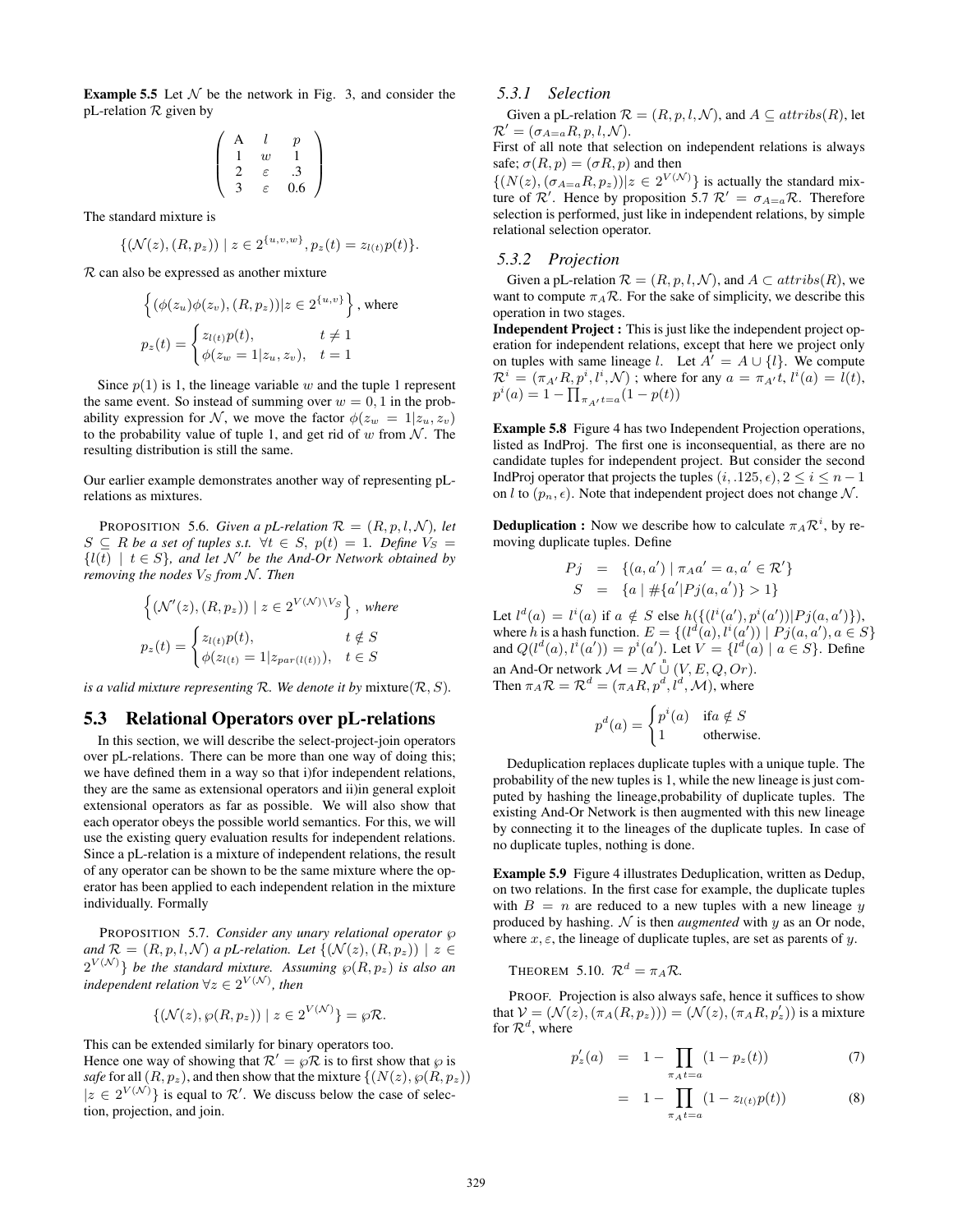**Example 5.5** Let $\mathcal{N}$ be the network in Fig. 3, and consider the pL-relation $\mathcal{R}$ given by

$$\begin{pmatrix} \text{A} & l & p \\ 1 & w & 1 \\ 2 & \varepsilon & .3 \\ 3 & \varepsilon & 0.6 \end{pmatrix}$$

The standard mixture is

$$\{(\mathcal{N}(z), (R, p_z)) \mid z \in 2^{\{u,v,w\}}, p_z(t) = z_{l(t)}p(t)\}.$$

$\mathcal{R}$ can also be expressed as another mixture

$$\left\{(\phi(z_u)\phi(z_v), (R, p_z)) | z \in 2^{\{u,v\}}\right\}, \text{ where}$$

$$p_z(t) = \begin{cases} z_{l(t)}p(t), & t \neq 1 \\ \phi(z_w = 1 | z_u, z_v), & t = 1 \end{cases}$$

Since $p(1)$ is 1, the lineage variable $w$ and the tuple 1 represent the same event. So instead of summing over $w = 0, 1$ in the probability expression for $\mathcal{N}$, we move the factor $\phi(z_w = 1|z_u, z_v)$ to the probability value of tuple 1, and get rid of $w$ from $\mathcal{N}$. The resulting distribution is still the same.

Our earlier example demonstrates another way of representing pL-relations as mixtures.

PROPOSITION 5.6. *Given a pL-relation $\mathcal{R} = (R, p, l, \mathcal{N})$, let $S \subseteq R$ be a set of tuples s.t. $\forall t \in S$, $p(t) = 1$. Define $V_S = \{l(t) \mid t \in S\}$, and let $\mathcal{N}'$ be the And-Or Network obtained by removing the nodes $V_S$ from $\mathcal{N}$. Then*

$$\left\{(\mathcal{N}'(z), (R, p_z)) \mid z \in 2^{V(\mathcal{N}) \setminus V_S}\right\}, \textit{ where}$$

$$p_z(t) = \begin{cases} z_{l(t)}p(t), & t \notin S \\ \phi(z_{l(t)} = 1 | z_{par(l(t))}), & t \in S \end{cases}$$

*is a valid mixture representing $\mathcal{R}$. We denote it by* mixture$(\mathcal{R}, S)$.

## 5.3 Relational Operators over pL-relations

In this section, we will describe the select-project-join operators over pL-relations. There can be more than one way of doing this; we have defined them in a way so that i)for independent relations, they are the same as extensional operators and ii)in general exploit extensional operators as far as possible. We will also show that each operator obeys the possible world semantics. For this, we will use the existing query evaluation results for independent relations. Since a pL-relation is a mixture of independent relations, the result of any operator can be shown to be the same mixture where the operator has been applied to each independent relation in the mixture individually. Formally

PROPOSITION 5.7. *Consider any unary relational operator $\wp$ and $\mathcal{R} = (R, p, l, \mathcal{N})$ a pL-relation. Let $\{(\mathcal{N}(z), (R, p_z)) \mid z \in 2^{V(\mathcal{N})}\}$ be the standard mixture. Assuming $\wp(R, p_z)$ is also an independent relation $\forall z \in 2^{V(\mathcal{N})}$, then*

$$\{(\mathcal{N}(z), \wp(R, p_z)) \mid z \in 2^{V(\mathcal{N})}\} = \wp\mathcal{R}.$$

This can be extended similarly for binary operators too.
Hence one way of showing that $\mathcal{R}' = \wp\mathcal{R}$ is to first show that $\wp$ is *safe* for all $(R, p_z)$, and then show that the mixture $\{(N(z), \wp(R, p_z)) \mid z \in 2^{V(\mathcal{N})}\}$ is equal to $\mathcal{R}'$. We discuss below the case of selection, projection, and join.

### 5.3.1 Selection

Given a pL-relation $\mathcal{R} = (R, p, l, \mathcal{N})$, and $A \subseteq attribs(R)$, let $\mathcal{R}' = (\sigma_{A=a}R, p, l, \mathcal{N})$.
First of all note that selection on independent relations is always safe; $\sigma(R, p) = (\sigma R, p)$ and then $\{(N(z), (\sigma_{A=a}R, p_z)) | z \in 2^{V(\mathcal{N})}\}$ is actually the standard mixture of $\mathcal{R}'$. Hence by proposition 5.7 $\mathcal{R}' = \sigma_{A=a}\mathcal{R}$. Therefore selection is performed, just like in independent relations, by simple relational selection operator.

### 5.3.2 Projection

Given a pL-relation $\mathcal{R} = (R, p, l, \mathcal{N})$, and $A \subset attribs(R)$, we want to compute $\pi_A\mathcal{R}$. For the sake of simplicity, we describe this operation in two stages.
**Independent Project :** This is just like the independent project operation for independent relations, except that here we project only on tuples with same lineage $l$. Let $A' = A \cup \{l\}$. We compute $\mathcal{R}^i = (\pi_{A'}R, p^i, l^i, \mathcal{N})$ ; where for any $a = \pi_{A'}t$, $l^i(a) = l(t)$, $p^i(a) = 1 - \prod_{\pi_{A'}t=a}(1 - p(t))$

**Example 5.8** Figure 4 has two Independent Projection operations, listed as IndProj. The first one is inconsequential, as there are no candidate tuples for independent project. But consider the second IndProj operator that projects the tuples $(i, .125, \epsilon), 2 \leq i \leq n-1$ on $l$ to $(p_n, \epsilon)$. Note that independent project does not change $\mathcal{N}$.

**Deduplication :** Now we describe how to calculate $\pi_A\mathcal{R}^i$, by removing duplicate tuples. Define

$$\begin{aligned} Pj &= \{(a, a') \mid \pi_A a' = a, a' \in \mathcal{R}'\} \\ S &= \{a \mid \#\{a' | Pj(a, a')\} > 1\} \end{aligned}$$

Let $l^d(a) = l^i(a)$ if $a \notin S$ else $h(\{(l^i(a'), p^i(a')) | Pj(a, a')\})$, where $h$ is a hash function. $E = \{(l^d(a), l^i(a')) \mid Pj(a, a'), a \in S\}$ and $Q(l^d(a), l^i(a')) = p^i(a')$. Let $V = \{l^d(a) \mid a \in S\}$. Define an And-Or network $\mathcal{M} = \mathcal{N} \overset{n}{\cup} (V, E, Q, Or)$.
Then $\pi_A\mathcal{R} = \mathcal{R}^d = (\pi_A R, p^d, l^d, \mathcal{M})$, where

$$p^d(a) = \begin{cases} p^i(a) & \text{if} a \notin S \\ 1 & \text{otherwise.} \end{cases}$$

Deduplication replaces duplicate tuples with a unique tuple. The probability of the new tuples is 1, while the new lineage is just computed by hashing the lineage,probability of duplicate tuples. The existing And-Or Network is then augmented with this new lineage by connecting it to the lineages of the duplicate tuples. In case of no duplicate tuples, nothing is done.

**Example 5.9** Figure 4 illustrates Deduplication, written as Dedup, on two relations. In the first case for example, the duplicate tuples with $B = n$ are reduced to a new tuples with a new lineage $y$ produced by hashing. $\mathcal{N}$ is then *augmented* with $y$ as an Or node, where $x, \varepsilon$, the lineage of duplicate tuples, are set as parents of $y$.

THEOREM 5.10. $\mathcal{R}^d = \pi_A\mathcal{R}$.

PROOF. Projection is also always safe, hence it suffices to show that $\mathcal{V} = (\mathcal{N}(z), (\pi_A(R, p_z))) = (\mathcal{N}(z), (\pi_A R, p'_z))$ is a mixture for $\mathcal{R}^d$, where

$$p'_z(a) = 1 - \prod_{\pi_A t = a}(1 - p_z(t)) \quad (7)$$

$$= 1 - \prod_{\pi_A t = a}(1 - z_{l(t)}p(t)) \quad (8)$$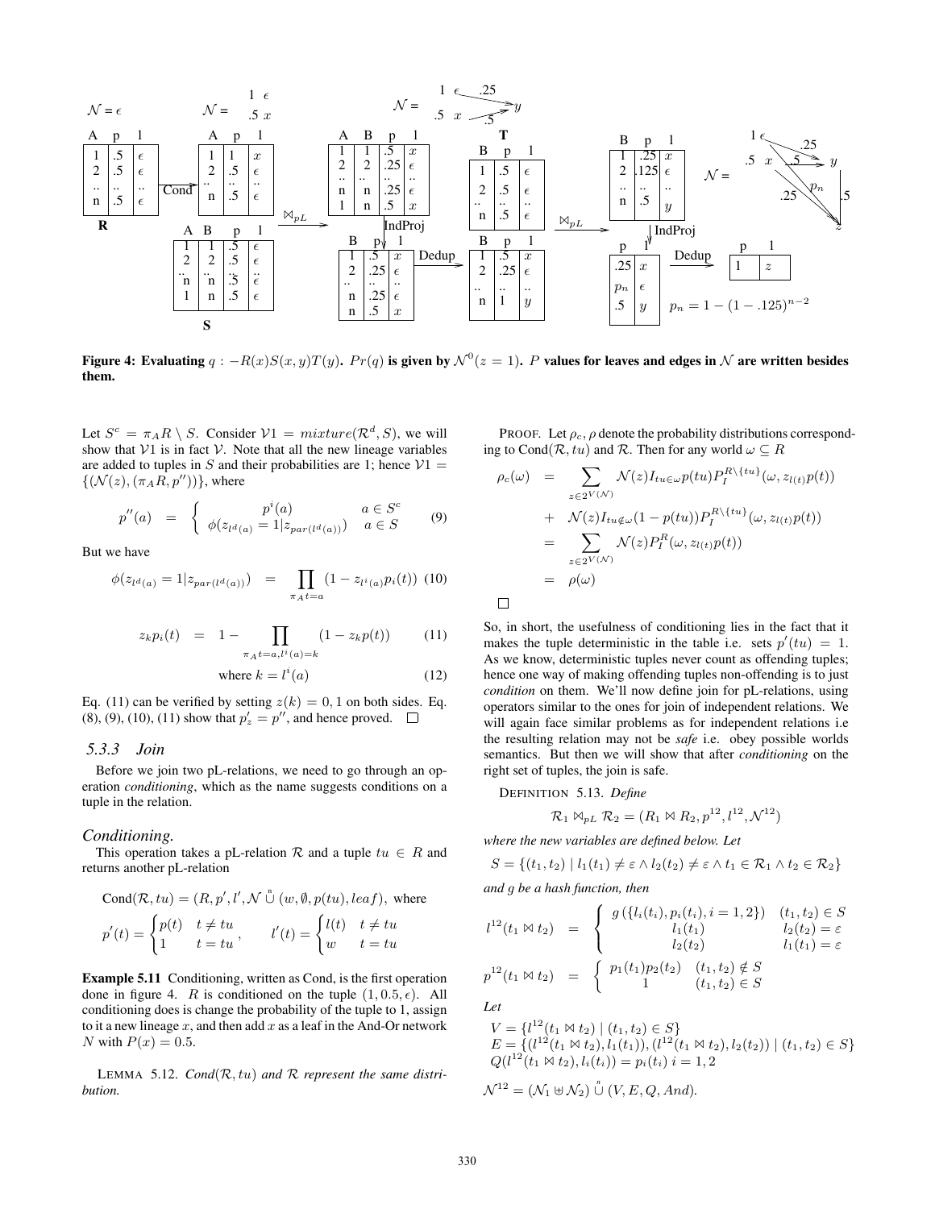**Figure 4: Evaluating $q : -R(x)S(x,y)T(y)$. $Pr(q)$ is given by $\mathcal{N}^0(z=1)$. $P$ values for leaves and edges in $\mathcal{N}$ are written besides them.**

Let $S^c = \pi_A R \setminus S$. Consider $\mathcal{V}1 = mixture(\mathcal{R}^d, S)$, we will show that $\mathcal{V}1$ is in fact $\mathcal{V}$. Note that all the new lineage variables are added to tuples in $S$ and their probabilities are 1; hence $\mathcal{V}1 = \{(\mathcal{N}(z), (\pi_A R, p''))\}$, where

$$p''(a) = \begin{cases} p^i(a) & a \in S^c \\ \phi(z_{l^d(a)} = 1 | z_{par(l^d(a))}) & a \in S \end{cases} \quad (9)$$

But we have

$$\phi(z_{l^d(a)} = 1 | z_{par(l^d(a))}) = \prod_{\pi_A t = a} (1 - z_{l^i(a)} p_i(t)) \quad (10)$$

$$z_k p_i(t) = 1 - \prod_{\pi_A t = a, l^i(a) = k} (1 - z_k p(t)) \quad (11)$$

$$\text{where } k = l^i(a) \quad (12)$$

Eq. (11) can be verified by setting $z(k) = 0, 1$ on both sides. Eq. (8), (9), (10), (11) show that $p'_z = p''$, and hence proved. □

### 5.3.3 Join

Before we join two pL-relations, we need to go through an operation *conditioning*, which as the name suggests conditions on a tuple in the relation.

#### Conditioning.

This operation takes a pL-relation $\mathcal{R}$ and a tuple $tu \in R$ and returns another pL-relation

$$\text{Cond}(\mathcal{R}, tu) = (R, p', l', \mathcal{N} \overset{n}{\cup} (w, \emptyset, p(tu), leaf), \text{ where}$$

$$p'(t) = \begin{cases} p(t) & t \neq tu \\ 1 & t = tu \end{cases}, \qquad l'(t) = \begin{cases} l(t) & t \neq tu \\ w & t = tu \end{cases}$$

**Example 5.11** Conditioning, written as Cond, is the first operation done in figure 4. $R$ is conditioned on the tuple $(1, 0.5, \epsilon)$. All conditioning does is change the probability of the tuple to 1, assign to it a new lineage $x$, and then add $x$ as a leaf in the And-Or network $N$ with $P(x) = 0.5$.

LEMMA 5.12. *Cond$(\mathcal{R}, tu)$ and $\mathcal{R}$ represent the same distribution.*

PROOF. Let $\rho_c, \rho$ denote the probability distributions corresponding to Cond$(\mathcal{R}, tu)$ and $\mathcal{R}$. Then for any world $\omega \subseteq R$

$$\begin{aligned} \rho_c(\omega) &= \sum_{z \in 2^{V(\mathcal{N})}} \mathcal{N}(z) I_{tu \in \omega} p(tu) P_I^{R \setminus \{tu\}}(\omega, z_{l(t)} p(t)) \\ &+ \mathcal{N}(z) I_{tu \notin \omega} (1 - p(tu)) P_I^{R \setminus \{tu\}}(\omega, z_{l(t)} p(t)) \\ &= \sum_{z \in 2^{V(\mathcal{N})}} \mathcal{N}(z) P_I^R(\omega, z_{l(t)} p(t)) \\ &= \rho(\omega) \end{aligned}$$

□

So, in short, the usefulness of conditioning lies in the fact that it makes the tuple deterministic in the table i.e. sets $p'(tu) = 1$. As we know, deterministic tuples never count as offending tuples; hence one way of making offending tuples non-offending is to just *condition* on them. We'll now define join for pL-relations, using operators similar to the ones for join of independent relations. We will again face similar problems as for independent relations i.e the resulting relation may not be *safe* i.e. obey possible worlds semantics. But then we will show that after *conditioning* on the right set of tuples, the join is safe.

DEFINITION 5.13. *Define*

$$\mathcal{R}_1 \bowtie_{pL} \mathcal{R}_2 = (R_1 \bowtie R_2, p^{12}, l^{12}, \mathcal{N}^{12})$$

*where the new variables are defined below. Let*

$$S = \{(t_1, t_2) \mid l_1(t_1) \neq \varepsilon \wedge l_2(t_2) \neq \varepsilon \wedge t_1 \in \mathcal{R}_1 \wedge t_2 \in \mathcal{R}_2\}$$

*and g be a hash function, then*

$$l^{12}(t_1 \bowtie t_2) = \begin{cases} g(\{l_i(t_i), p_i(t_i), i = 1, 2\}) & (t_1, t_2) \in S \\ l_1(t_1) & l_2(t_2) = \varepsilon \\ l_2(t_2) & l_1(t_1) = \varepsilon \end{cases}$$

$$p^{12}(t_1 \bowtie t_2) = \begin{cases} p_1(t_1) p_2(t_2) & (t_1, t_2) \notin S \\ 1 & (t_1, t_2) \in S \end{cases}$$

*Let*

$$\begin{aligned} V &= \{l^{12}(t_1 \bowtie t_2) \mid (t_1, t_2) \in S\} \\ E &= \{(l^{12}(t_1 \bowtie t_2), l_1(t_1)), (l^{12}(t_1 \bowtie t_2), l_2(t_2)) \mid (t_1, t_2) \in S\} \\ Q&(l^{12}(t_1 \bowtie t_2), l_i(t_i)) = p_i(t_i) \; i = 1, 2 \end{aligned}$$

$$\mathcal{N}^{12} = (\mathcal{N}_1 \uplus \mathcal{N}_2) \overset{n}{\cup} (V, E, Q, And).$$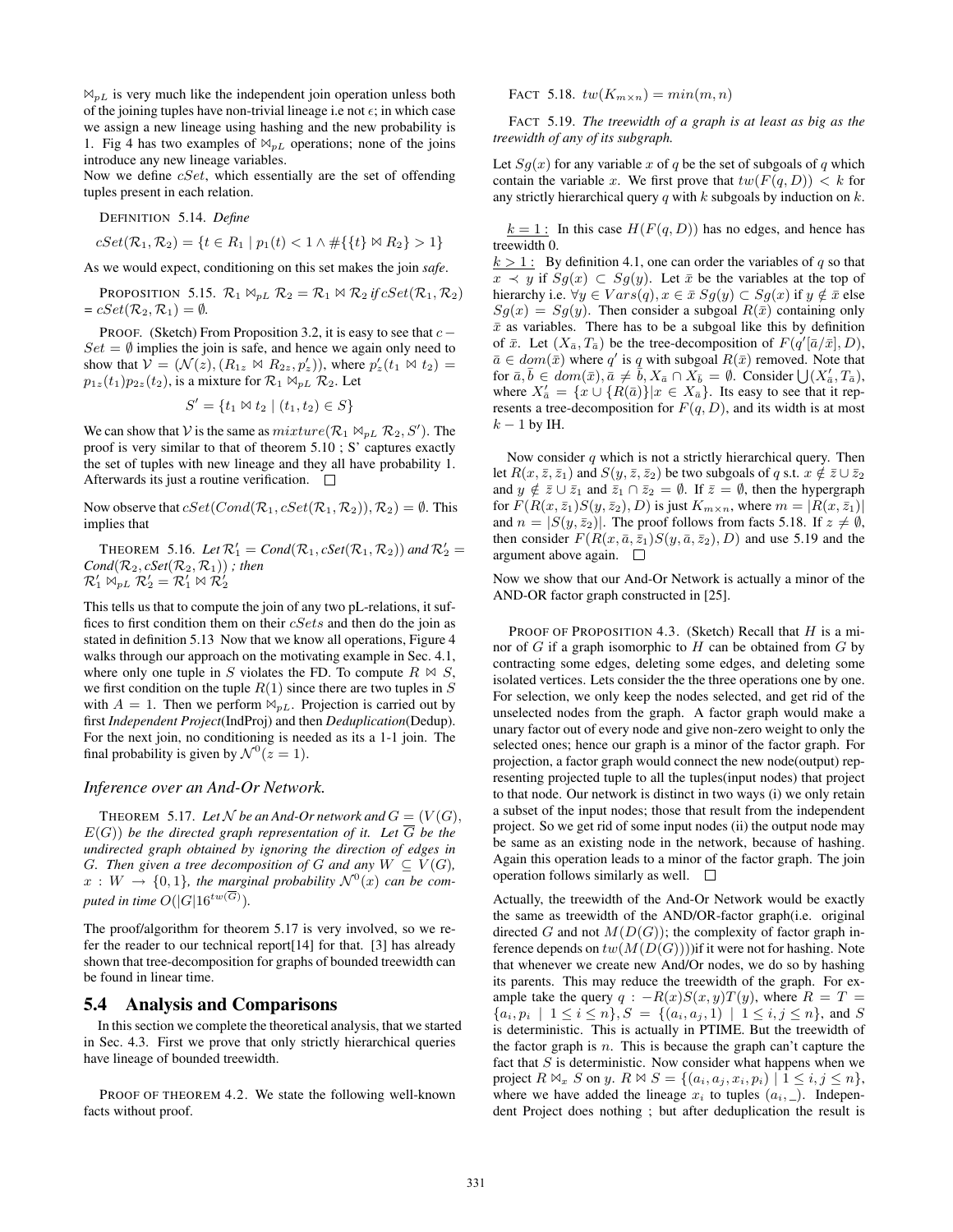$\bowtie_{pL}$ is very much like the independent join operation unless both of the joining tuples have non-trivial lineage i.e not $\epsilon$; in which case we assign a new lineage using hashing and the new probability is 1. Fig 4 has two examples of $\bowtie_{pL}$ operations; none of the joins introduce any new lineage variables.

Now we define $cSet$, which essentially are the set of offending tuples present in each relation.

DEFINITION 5.14. *Define*

$$cSet(\mathcal{R}_1, \mathcal{R}_2) = \{t \in R_1 \mid p_1(t) < 1 \wedge \#\{\{t\} \bowtie R_2\} > 1\}$$

As we would expect, conditioning on this set makes the join *safe*.

PROPOSITION 5.15. $\mathcal{R}_1 \bowtie_{pL} \mathcal{R}_2 = \mathcal{R}_1 \bowtie \mathcal{R}_2$ *if* $cSet(\mathcal{R}_1, \mathcal{R}_2) = cSet(\mathcal{R}_2, \mathcal{R}_1) = \emptyset$.

PROOF. (Sketch) From Proposition 3.2, it is easy to see that $c-Set = \emptyset$ implies the join is safe, and hence we again only need to show that $\mathcal{V} = (\mathcal{N}(z), (R_{1z} \bowtie R_{2z}, p'_z))$, where $p'_z(t_1 \bowtie t_2) = p_{1z}(t_1)p_{2z}(t_2)$, is a mixture for $\mathcal{R}_1 \bowtie_{pL} \mathcal{R}_2$. Let

$$S' = \{t_1 \bowtie t_2 \mid (t_1, t_2) \in S\}$$

We can show that $\mathcal{V}$ is the same as $mixture(\mathcal{R}_1 \bowtie_{pL} \mathcal{R}_2, S')$. The proof is very similar to that of theorem 5.10 ; S' captures exactly the set of tuples with new lineage and they all have probability 1. Afterwards its just a routine verification. □

Now observe that $cSet(Cond(\mathcal{R}_1, cSet(\mathcal{R}_1, \mathcal{R}_2)), \mathcal{R}_2) = \emptyset$. This implies that

THEOREM 5.16. *Let* $\mathcal{R}'_1 = Cond(\mathcal{R}_1, cSet(\mathcal{R}_1, \mathcal{R}_2))$ *and* $\mathcal{R}'_2 = Cond(\mathcal{R}_2, cSet(\mathcal{R}_2, \mathcal{R}_1))$ *; then*
$\mathcal{R}'_1 \bowtie_{pL} \mathcal{R}'_2 = \mathcal{R}'_1 \bowtie \mathcal{R}'_2$

This tells us that to compute the join of any two pL-relations, it suffices to first condition them on their $cSets$ and then do the join as stated in definition 5.13 Now that we know all operations, Figure 4 walks through our approach on the motivating example in Sec. 4.1, where only one tuple in $S$ violates the FD. To compute $R \bowtie S$, we first condition on the tuple $R(1)$ since there are two tuples in $S$ with $A = 1$. Then we perform $\bowtie_{pL}$. Projection is carried out by first *Independent Project*(IndProj) and then *Deduplication*(Dedup). For the next join, no conditioning is needed as its a 1-1 join. The final probability is given by $\mathcal{N}^0(z = 1)$.

### *Inference over an And-Or Network.*

THEOREM 5.17. *Let* $\mathcal{N}$ *be an And-Or network and* $G = (V(G), E(G))$ *be the directed graph representation of it. Let* $\overline{G}$ *be the undirected graph obtained by ignoring the direction of edges in* $G$*. Then given a tree decomposition of* $G$ *and any* $W \subseteq V(G)$*,* $x : W \rightarrow \{0, 1\}$*, the marginal probability* $\mathcal{N}^0(x)$ *can be computed in time* $O(|G|16^{tw(\overline{G})})$.

The proof/algorithm for theorem 5.17 is very involved, so we refer the reader to our technical report[14] for that. [3] has already shown that tree-decomposition for graphs of bounded treewidth can be found in linear time.

## 5.4 Analysis and Comparisons

In this section we complete the theoretical analysis, that we started in Sec. 4.3. First we prove that only strictly hierarchical queries have lineage of bounded treewidth.

PROOF OF THEOREM 4.2. We state the following well-known facts without proof.

FACT 5.18. $tw(K_{m\times n}) = min(m, n)$

FACT 5.19. *The treewidth of a graph is at least as big as the treewidth of any of its subgraph.*

Let $Sg(x)$ for any variable $x$ of $q$ be the set of subgoals of $q$ which contain the variable $x$. We first prove that $tw(F(q, D)) < k$ for any strictly hierarchical query $q$ with $k$ subgoals by induction on $k$.

$\underline{k = 1:}$ In this case $H(F(q, D))$ has no edges, and hence has treewidth 0.

$\underline{k > 1:}$ By definition 4.1, one can order the variables of $q$ so that $x \prec y$ if $Sg(x) \subset Sg(y)$. Let $\bar{x}$ be the variables at the top of hierarchy i.e. $\forall y \in Vars(q), x \in \bar{x}$ $Sg(y) \subset Sg(x)$ if $y \notin \bar{x}$ else $Sg(x) = Sg(y)$. Then consider a subgoal $R(\bar{x})$ containing only $\bar{x}$ as variables. There has to be a subgoal like this by definition of $\bar{x}$. Let $(X_{\bar{a}}, T_{\bar{a}})$ be the tree-decomposition of $F(q'[\bar{a}/\bar{x}], D)$, $\bar{a} \in dom(\bar{x})$ where $q'$ is $q$ with subgoal $R(\bar{x})$ removed. Note that for $\bar{a}, \bar{b} \in dom(\bar{x}), \bar{a} \neq \bar{b}, X_{\bar{a}} \cap X_{\bar{b}} = \emptyset$. Consider $\bigcup(X'_{\bar{a}}, T_{\bar{a}})$, where $X'_{\bar{a}} = \{x \cup \{R(\bar{a})\} | x \in X_{\bar{a}}\}$. Its easy to see that it represents a tree-decomposition for $F(q, D)$, and its width is at most $k - 1$ by IH.

Now consider $q$ which is not a strictly hierarchical query. Then let $R(x, \bar{z}, \bar{z}_1)$ and $S(y, \bar{z}, \bar{z}_2)$ be two subgoals of $q$ s.t. $x \notin \bar{z} \cup \bar{z}_2$ and $y \notin \bar{z} \cup \bar{z}_1$ and $\bar{z}_1 \cap \bar{z}_2 = \emptyset$. If $\bar{z} = \emptyset$, then the hypergraph for $F(R(x, \bar{z}_1)S(y, \bar{z}_2), D)$ is just $K_{m\times n}$, where $m = |R(x, \bar{z}_1)|$ and $n = |S(y, \bar{z}_2)|$. The proof follows from facts 5.18. If $z \neq \emptyset$, then consider $F(R(x, \bar{a}, \bar{z}_1)S(y, \bar{a}, \bar{z}_2), D)$ and use 5.19 and the argument above again. □

Now we show that our And-Or Network is actually a minor of the AND-OR factor graph constructed in [25].

PROOF OF PROPOSITION 4.3. (Sketch) Recall that $H$ is a minor of $G$ if a graph isomorphic to $H$ can be obtained from $G$ by contracting some edges, deleting some edges, and deleting some isolated vertices. Lets consider the the three operations one by one. For selection, we only keep the nodes selected, and get rid of the unselected nodes from the graph. A factor graph would make a unary factor out of every node and give non-zero weight to only the selected ones; hence our graph is a minor of the factor graph. For projection, a factor graph would connect the new node(output) representing projected tuple to all the tuples(input nodes) that project to that node. Our network is distinct in two ways (i) we only retain a subset of the input nodes; those that result from the independent project. So we get rid of some input nodes (ii) the output node may be same as an existing node in the network, because of hashing. Again this operation leads to a minor of the factor graph. The join operation follows similarly as well. □

Actually, the treewidth of the And-Or Network would be exactly the same as treewidth of the AND/OR-factor graph(i.e. original directed $G$ and not $M(D(G))$; the complexity of factor graph inference depends on $tw(M(D(G)))$)if it were not for hashing. Note that whenever we create new And/Or nodes, we do so by hashing its parents. This may reduce the treewidth of the graph. For example take the query $q : -R(x)S(x, y)T(y)$, where $R = T = \{a_i, p_i \mid 1 \leq i \leq n\}, S = \{(a_i, a_j, 1) \mid 1 \leq i, j \leq n\}$, and $S$ is deterministic. This is actually in PTIME. But the treewidth of the factor graph is $n$. This is because the graph can't capture the fact that $S$ is deterministic. Now consider what happens when we project $R \bowtie_x S$ on $y$. $R \bowtie S = \{(a_i, a_j, x_i, p_i) \mid 1 \leq i, j \leq n\}$, where we have added the lineage $x_i$ to tuples $(a_i, \_)$. Independent Project does nothing ; but after deduplication the result is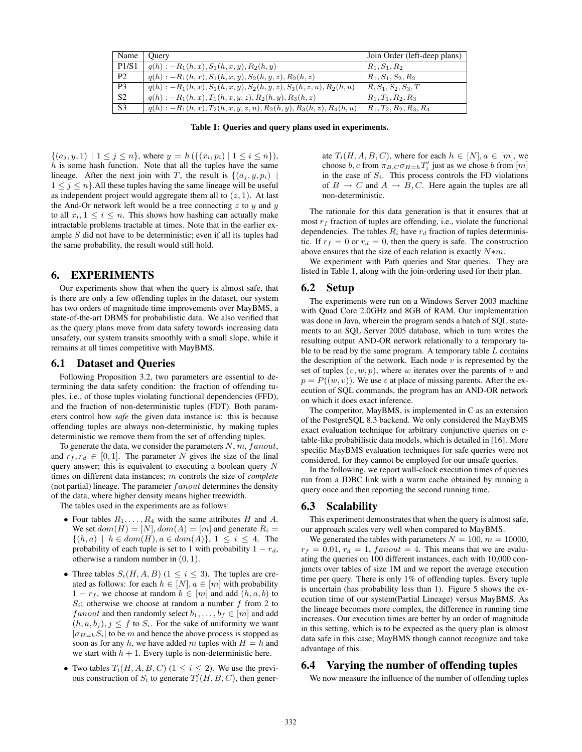| Name | Query | Join Order (left-deep plans) |
|---|---|---|
| P1/S1 | $q(h) :- R_1(h,x), S_1(h,x,y), R_2(h,y)$ | $R_1, S_1, R_2$ |
| P2 | $q(h) :- R_1(h,x), S_1(h,x,y), S_2(h,y,z), R_2(h,z)$ | $R_1, S_1, S_2, R_2$ |
| P3 | $q(h) :- R_1(h,x), S_1(h,x,y), S_2(h,y,z), S_3(h,z,u), R_2(h,u)$ | $R, S_1, S_2, S_3, T$ |
| S2 | $q(h) :- R_1(h,x), T_1(h,x,y,z), R_2(h,y), R_3(h,z)$ | $R_1, T_1, R_2, R_3$ |
| S3 | $q(h) :- R_1(h,x), T_2(h,x,y,z,u), R_2(h,y), R_3(h,z), R_4(h,u)$ | $R_1, T_2, R_2, R_3, R_4$ |

**Table 1: Queries and query plans used in experiments.**

$\{(a_j, y, 1) \mid 1 \le j \le n\}$, where $y = h(\{(x_i, p_i) \mid 1 \le i \le n\})$, $h$ is some hash function. Note that all the tuples have the same lineage. After the next join with $T$, the result is $\{(a_j, y, p_i) \mid 1 \le j \le n\}$.All these tuples having the same lineage will be useful as independent project would aggregate them all to $(z, 1)$. At last the And-Or network left would be a tree connecting $z$ to $y$ and $y$ to all $x_i, 1 \le i \le n$. This shows how hashing can actually make intractable problems tractable at times. Note that in the earlier example $S$ did not have to be deterministic; even if all its tuples had the same probability, the result would still hold.

## 6. EXPERIMENTS

Our experiments show that when the query is almost safe, that is there are only a few offending tuples in the dataset, our system has two orders of magnitude time improvements over MayBMS, a state-of-the-art DBMS for probabilistic data. We also verified that as the query plans move from data safety towards increasing data unsafety, our system transits smoothly with a small slope, while it remains at all times competitive with MayBMS.

### 6.1 Dataset and Queries

Following Proposition 3.2, two parameters are essential to determining the data safety condition: the fraction of offending tuples, i.e., of those tuples violating functional dependencies (FFD), and the fraction of non-deterministic tuples (FDT). Both parameters control how *safe* the given data instance is: this is because offending tuples are always non-deterministic, by making tuples deterministic we remove them from the set of offending tuples.

To generate the data, we consider the parameters $N$, $m$, $fanout$, and $r_f, r_d \in [0, 1]$. The parameter $N$ gives the size of the final query answer; this is equivalent to executing a boolean query $N$ times on different data instances; $m$ controls the size of *complete* (not partial) lineage. The parameter $fanout$ determines the density of the data, where higher density means higher treewidth.

The tables used in the experiments are as follows:

- Four tables $R_1, \ldots, R_4$ with the same attributes $H$ and $A$. We set $dom(H) = [N], dom(A) = [m]$ and generate $R_i = \{(h, a) \mid h \in dom(H), a \in dom(A)\}$, $1 \le i \le 4$. The probability of each tuple is set to 1 with probability $1 - r_d$, otherwise a random number in $(0, 1)$.
- Three tables $S_i(H, A, B)$ $(1 \le i \le 3)$. The tuples are created as follows: for each $h \in [N], a \in [m]$ with probability $1 - r_f$, we choose at random $b \in [m]$ and add $(h, a, b)$ to $S_i$; otherwise we choose at random a number $f$ from 2 to $fanout$ and then randomly select $b_1, \ldots, b_f \in [m]$ and add $(h, a, b_j), j \le f$ to $S_i$. For the sake of uniformity we want $|\sigma_{H=h} S_i|$ to be $m$ and hence the above process is stopped as soon as for any $h$, we have added $m$ tuples with $H = h$ and we start with $h + 1$. Every tuple is non-deterministic here.
- Two tables $T_i(H, A, B, C)$ $(1 \le i \le 2)$. We use the previous construction of $S_i$ to generate $T_i'(H, B, C)$, then generate $T_i(H, A, B, C)$, where for each $h \in [N], a \in [m]$, we choose $b, c$ from $\pi_{B,C}\sigma_{H=h}T_i'$ just as we chose $b$ from $[m]$ in the case of $S_i$. This process controls the FD violations of $B \to C$ and $A \to B, C$. Here again the tuples are all non-deterministic.

The rationale for this data generation is that it ensures that at most $r_f$ fraction of tuples are offending, i.e., violate the functional dependencies. The tables $R_i$ have $r_d$ fraction of tuples deterministic. If $r_f = 0$ or $r_d = 0$, then the query is safe. The construction above ensures that the size of each relation is exactly $N * m$.

We experiment with Path queries and Star queries. They are listed in Table 1, along with the join-ordering used for their plan.

### 6.2 Setup

The experiments were run on a Windows Server 2003 machine with Quad Core 2.0GHz and 8GB of RAM. Our implementation was done in Java, wherein the program sends a batch of SQL statements to an SQL Server 2005 database, which in turn writes the resulting output AND-OR network relationally to a temporary table to be read by the same program. A temporary table $L$ contains the description of the network. Each node $v$ is represented by the set of tuples $(v, w, p)$, where $w$ iterates over the parents of $v$ and $p = P((w, v))$. We use $\varepsilon$ at place of missing parents. After the execution of SQL commands, the program has an AND-OR network on which it does exact inference.

The competitor, MayBMS, is implemented in C as an extension of the PostgreSQL 8.3 backend. We only considered the MayBMS exact evaluation technique for arbitrary conjunctive queries on c-table-like probabilistic data models, which is detailed in [16]. More specific MayBMS evaluation techniques for safe queries were not considered, for they cannot be employed for our unsafe queries.

In the following, we report wall-clock execution times of queries run from a JDBC link with a warm cache obtained by running a query once and then reporting the second running time.

### 6.3 Scalability

This experiment demonstrates that when the query is almost safe, our approach scales very well when compared to MayBMS.

We generated the tables with parameters $N = 100$, $m = 10000$, $r_f = 0.01$, $r_d = 1$, $fanout = 4$. This means that we are evaluating the queries on 100 different instances, each with 10,000 conjuncts over tables of size 1M and we report the average execution time per query. There is only 1% of offending tuples. Every tuple is uncertain (has probability less than 1). Figure 5 shows the execution time of our system(Partial Lineage) versus MayBMS. As the lineage becomes more complex, the difference in running time increases. Our execution times are better by an order of magnitude in this setting, which is to be expected as the query plan is almost data safe in this case; MayBMS though cannot recognize and take advantage of this.

### 6.4 Varying the number of offending tuples

We now measure the influence of the number of offending tuples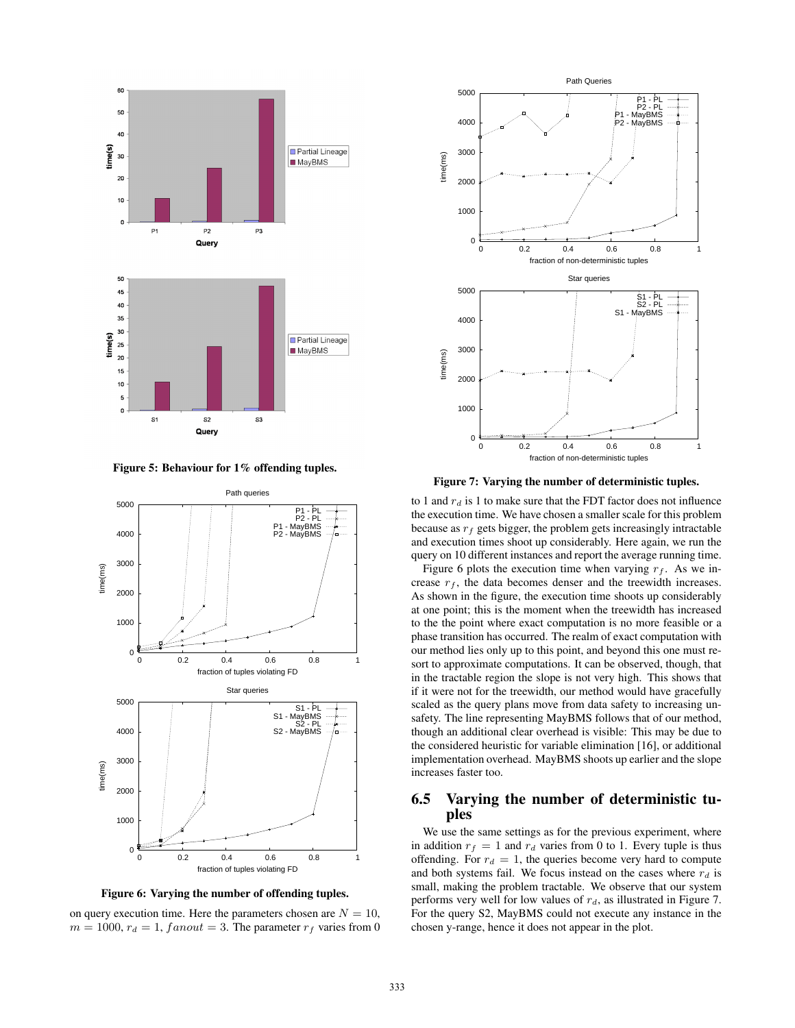Figure 5: Behaviour for 1% offending tuples.

Figure 6: Varying the number of offending tuples.

on query execution time. Here the parameters chosen are $N = 10$, $m = 1000$, $r_d = 1$, $fanout = 3$. The parameter $r_f$ varies from 0 to 1 and $r_d$ is 1 to make sure that the FDT factor does not influence the execution time. We have chosen a smaller scale for this problem because as $r_f$ gets bigger, the problem gets increasingly intractable and execution times shoot up considerably. Here again, we run the query on 10 different instances and report the average running time.

Figure 6 plots the execution time when varying $r_f$. As we increase $r_f$, the data becomes denser and the treewidth increases. As shown in the figure, the execution time shoots up considerably at one point; this is the moment when the treewidth has increased to the the point where exact computation is no more feasible or a phase transition has occurred. The realm of exact computation with our method lies only up to this point, and beyond this one must resort to approximate computations. It can be observed, though, that in the tractable region the slope is not very high. This shows that if it were not for the treewidth, our method would have gracefully scaled as the query plans move from data safety to increasing unsafety. The line representing MayBMS follows that of our method, though an additional clear overhead is visible: This may be due to the considered heuristic for variable elimination [16], or additional implementation overhead. MayBMS shoots up earlier and the slope increases faster too.

Figure 7: Varying the number of deterministic tuples.

## 6.5 Varying the number of deterministic tuples

We use the same settings as for the previous experiment, where in addition $r_f = 1$ and $r_d$ varies from 0 to 1. Every tuple is thus offending. For $r_d = 1$, the queries become very hard to compute and both systems fail. We focus instead on the cases where $r_d$ is small, making the problem tractable. We observe that our system performs very well for low values of $r_d$, as illustrated in Figure 7. For the query S2, MayBMS could not execute any instance in the chosen y-range, hence it does not appear in the plot.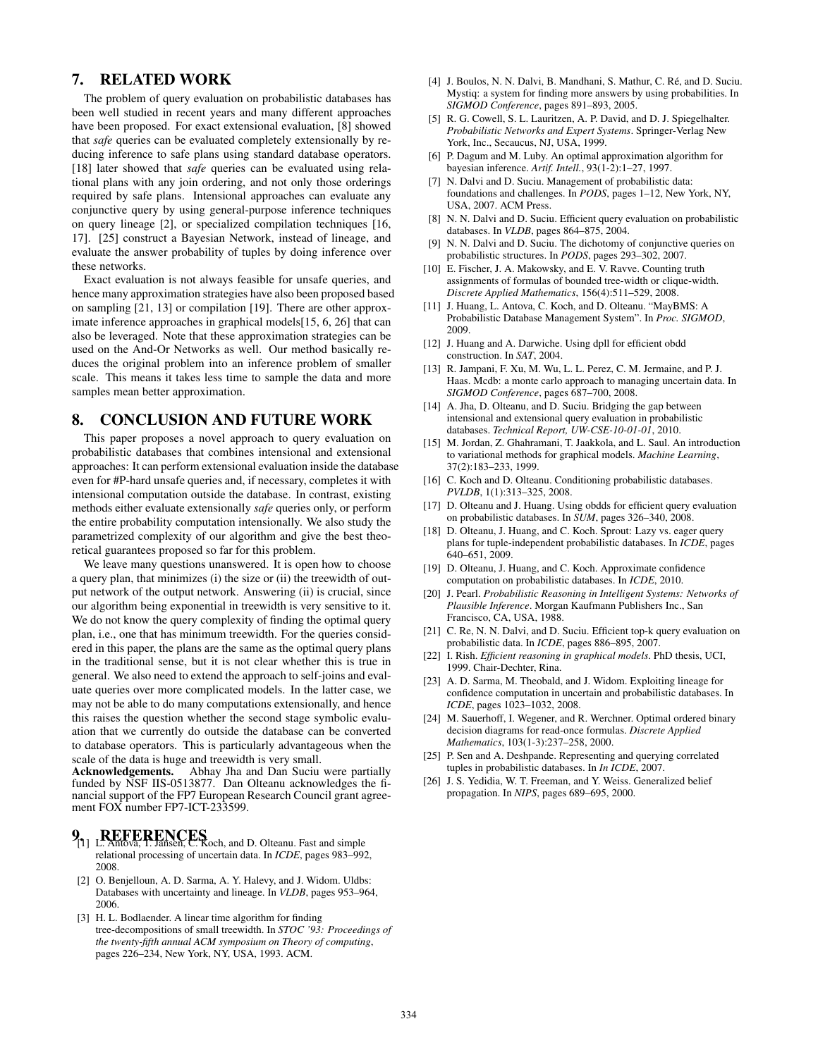## 7. RELATED WORK

The problem of query evaluation on probabilistic databases has been well studied in recent years and many different approaches have been proposed. For exact extensional evaluation, [8] showed that *safe* queries can be evaluated completely extensionally by reducing inference to safe plans using standard database operators. [18] later showed that *safe* queries can be evaluated using relational plans with any join ordering, and not only those orderings required by safe plans. Intensional approaches can evaluate any conjunctive query by using general-purpose inference techniques on query lineage [2], or specialized compilation techniques [16, 17]. [25] construct a Bayesian Network, instead of lineage, and evaluate the answer probability of tuples by doing inference over these networks.

Exact evaluation is not always feasible for unsafe queries, and hence many approximation strategies have also been proposed based on sampling [21, 13] or compilation [19]. There are other approximate inference approaches in graphical models[15, 6, 26] that can also be leveraged. Note that these approximation strategies can be used on the And-Or Networks as well. Our method basically reduces the original problem into an inference problem of smaller scale. This means it takes less time to sample the data and more samples mean better approximation.

## 8. CONCLUSION AND FUTURE WORK

This paper proposes a novel approach to query evaluation on probabilistic databases that combines intensional and extensional approaches: It can perform extensional evaluation inside the database even for #P-hard unsafe queries and, if necessary, completes it with intensional computation outside the database. In contrast, existing methods either evaluate extensionally *safe* queries only, or perform the entire probability computation intensionally. We also study the parametrized complexity of our algorithm and give the best theoretical guarantees proposed so far for this problem.

We leave many questions unanswered. It is open how to choose a query plan, that minimizes (i) the size or (ii) the treewidth of output network of the output network. Answering (ii) is crucial, since our algorithm being exponential in treewidth is very sensitive to it. We do not know the query complexity of finding the optimal query plan, i.e., one that has minimum treewidth. For the queries considered in this paper, the plans are the same as the optimal query plans in the traditional sense, but it is not clear whether this is true in general. We also need to extend the approach to self-joins and evaluate queries over more complicated models. In the latter case, we may not be able to do many computations extensionally, and hence this raises the question whether the second stage symbolic evaluation that we currently do outside the database can be converted to database operators. This is particularly advantageous when the scale of the data is huge and treewidth is very small.

**Acknowledgements.** Abhay Jha and Dan Suciu were partially funded by NSF IIS-0513877. Dan Olteanu acknowledges the financial support of the FP7 European Research Council grant agreement FOX number FP7-ICT-233599.

## 9. REFERENCES

[1] L. Antova, T. Jansen, C. Koch, and D. Olteanu. Fast and simple relational processing of uncertain data. In *ICDE*, pages 983–992, 2008.

[2] O. Benjelloun, A. D. Sarma, A. Y. Halevy, and J. Widom. Uldbs: Databases with uncertainty and lineage. In *VLDB*, pages 953–964, 2006.

[3] H. L. Bodlaender. A linear time algorithm for finding tree-decompositions of small treewidth. In *STOC '93: Proceedings of the twenty-fifth annual ACM symposium on Theory of computing*, pages 226–234, New York, NY, USA, 1993. ACM.

[4] J. Boulos, N. N. Dalvi, B. Mandhani, S. Mathur, C. Ré, and D. Suciu. Mystiq: a system for finding more answers by using probabilities. In *SIGMOD Conference*, pages 891–893, 2005.

[5] R. G. Cowell, S. L. Lauritzen, A. P. David, and D. J. Spiegelhalter. *Probabilistic Networks and Expert Systems*. Springer-Verlag New York, Inc., Secaucus, NJ, USA, 1999.

[6] P. Dagum and M. Luby. An optimal approximation algorithm for bayesian inference. *Artif. Intell.*, 93(1-2):1–27, 1997.

[7] N. Dalvi and D. Suciu. Management of probabilistic data: foundations and challenges. In *PODS*, pages 1–12, New York, NY, USA, 2007. ACM Press.

[8] N. N. Dalvi and D. Suciu. Efficient query evaluation on probabilistic databases. In *VLDB*, pages 864–875, 2004.

[9] N. N. Dalvi and D. Suciu. The dichotomy of conjunctive queries on probabilistic structures. In *PODS*, pages 293–302, 2007.

[10] E. Fischer, J. A. Makowsky, and E. V. Ravve. Counting truth assignments of formulas of bounded tree-width or clique-width. *Discrete Applied Mathematics*, 156(4):511–529, 2008.

[11] J. Huang, L. Antova, C. Koch, and D. Olteanu. "MayBMS: A Probabilistic Database Management System". In *Proc. SIGMOD*, 2009.

[12] J. Huang and A. Darwiche. Using dpll for efficient obdd construction. In *SAT*, 2004.

[13] R. Jampani, F. Xu, M. Wu, L. L. Perez, C. M. Jermaine, and P. J. Haas. Mcdb: a monte carlo approach to managing uncertain data. In *SIGMOD Conference*, pages 687–700, 2008.

[14] A. Jha, D. Olteanu, and D. Suciu. Bridging the gap between intensional and extensional query evaluation in probabilistic databases. *Technical Report, UW-CSE-10-01-01*, 2010.

[15] M. Jordan, Z. Ghahramani, T. Jaakkola, and L. Saul. An introduction to variational methods for graphical models. *Machine Learning*, 37(2):183–233, 1999.

[16] C. Koch and D. Olteanu. Conditioning probabilistic databases. *PVLDB*, 1(1):313–325, 2008.

[17] D. Olteanu and J. Huang. Using obdds for efficient query evaluation on probabilistic databases. In *SUM*, pages 326–340, 2008.

[18] D. Olteanu, J. Huang, and C. Koch. Sprout: Lazy vs. eager query plans for tuple-independent probabilistic databases. In *ICDE*, pages 640–651, 2009.

[19] D. Olteanu, J. Huang, and C. Koch. Approximate confidence computation on probabilistic databases. In *ICDE*, 2010.

[20] J. Pearl. *Probabilistic Reasoning in Intelligent Systems: Networks of Plausible Inference*. Morgan Kaufmann Publishers Inc., San Francisco, CA, USA, 1988.

[21] C. Re, N. N. Dalvi, and D. Suciu. Efficient top-k query evaluation on probabilistic data. In *ICDE*, pages 886–895, 2007.

[22] I. Rish. *Efficient reasoning in graphical models*. PhD thesis, UCI, 1999. Chair-Dechter, Rina.

[23] A. D. Sarma, M. Theobald, and J. Widom. Exploiting lineage for confidence computation in uncertain and probabilistic databases. In *ICDE*, pages 1023–1032, 2008.

[24] M. Sauerhoff, I. Wegener, and R. Werchner. Optimal ordered binary decision diagrams for read-once formulas. *Discrete Applied Mathematics*, 103(1-3):237–258, 2000.

[25] P. Sen and A. Deshpande. Representing and querying correlated tuples in probabilistic databases. In *In ICDE*, 2007.

[26] J. S. Yedidia, W. T. Freeman, and Y. Weiss. Generalized belief propagation. In *NIPS*, pages 689–695, 2000.